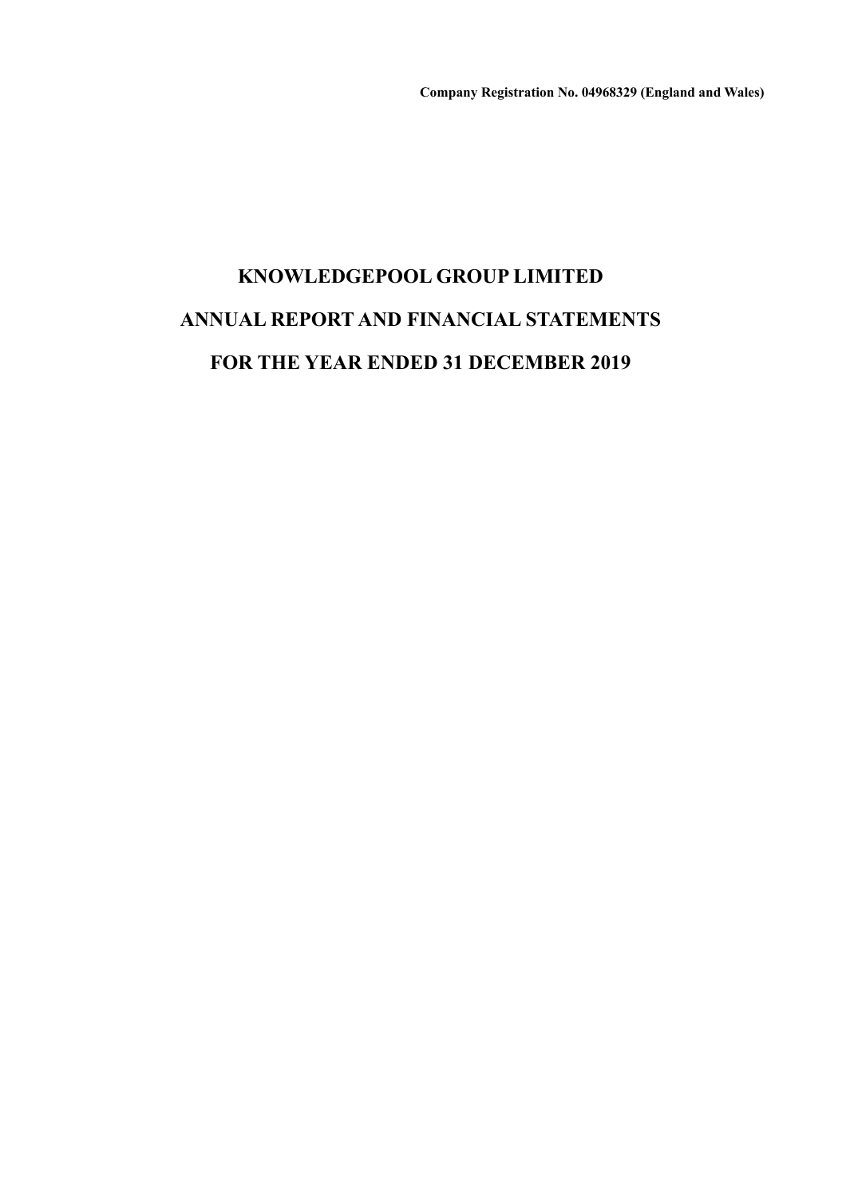**Company Registration No. 04968329 (England and Wales)**

# KNOWLEDGEPOOL GROUP LIMITED

# ANNUAL REPORT AND FINANCIAL STATEMENTS

# FOR THE YEAR ENDED 31 DECEMBER 2019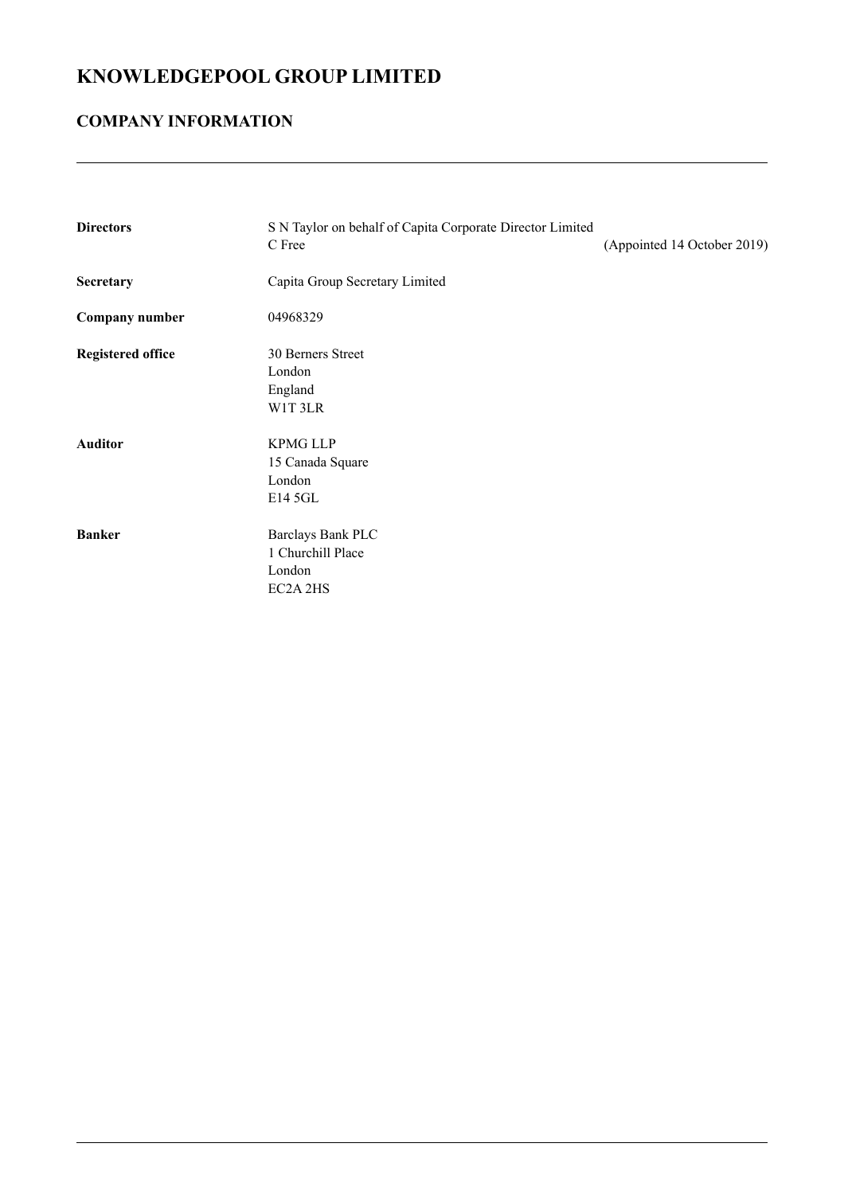# KNOWLEDGEPOOL GROUP LIMITED

## COMPANY INFORMATION

| | | |
|---|---|---|
| **Directors** | S N Taylor on behalf of Capita Corporate Director Limited | |
| | C Free | (Appointed 14 October 2019) |
| **Secretary** | Capita Group Secretary Limited | |
| **Company number** | 04968329 | |
| **Registered office** | 30 Berners Street<br>London<br>England<br>W1T 3LR | |
| **Auditor** | KPMG LLP<br>15 Canada Square<br>London<br>E14 5GL | |
| **Banker** | Barclays Bank PLC<br>1 Churchill Place<br>London<br>EC2A 2HS | |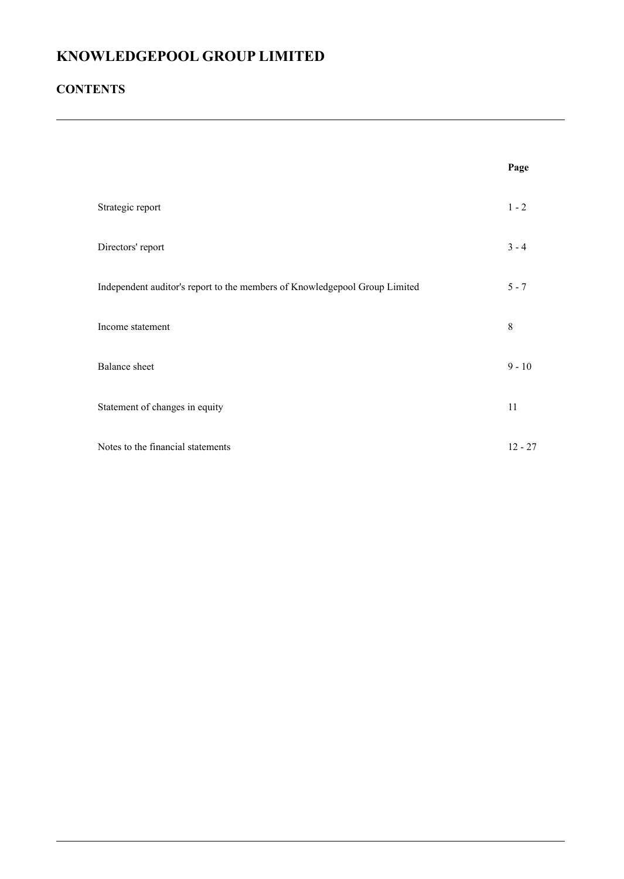# KNOWLEDGEPOOL GROUP LIMITED

## CONTENTS

| | Page |
|---|---|
| Strategic report | 1 - 2 |
| Directors' report | 3 - 4 |
| Independent auditor's report to the members of Knowledgepool Group Limited | 5 - 7 |
| Income statement | 8 |
| Balance sheet | 9 - 10 |
| Statement of changes in equity | 11 |
| Notes to the financial statements | 12 - 27 |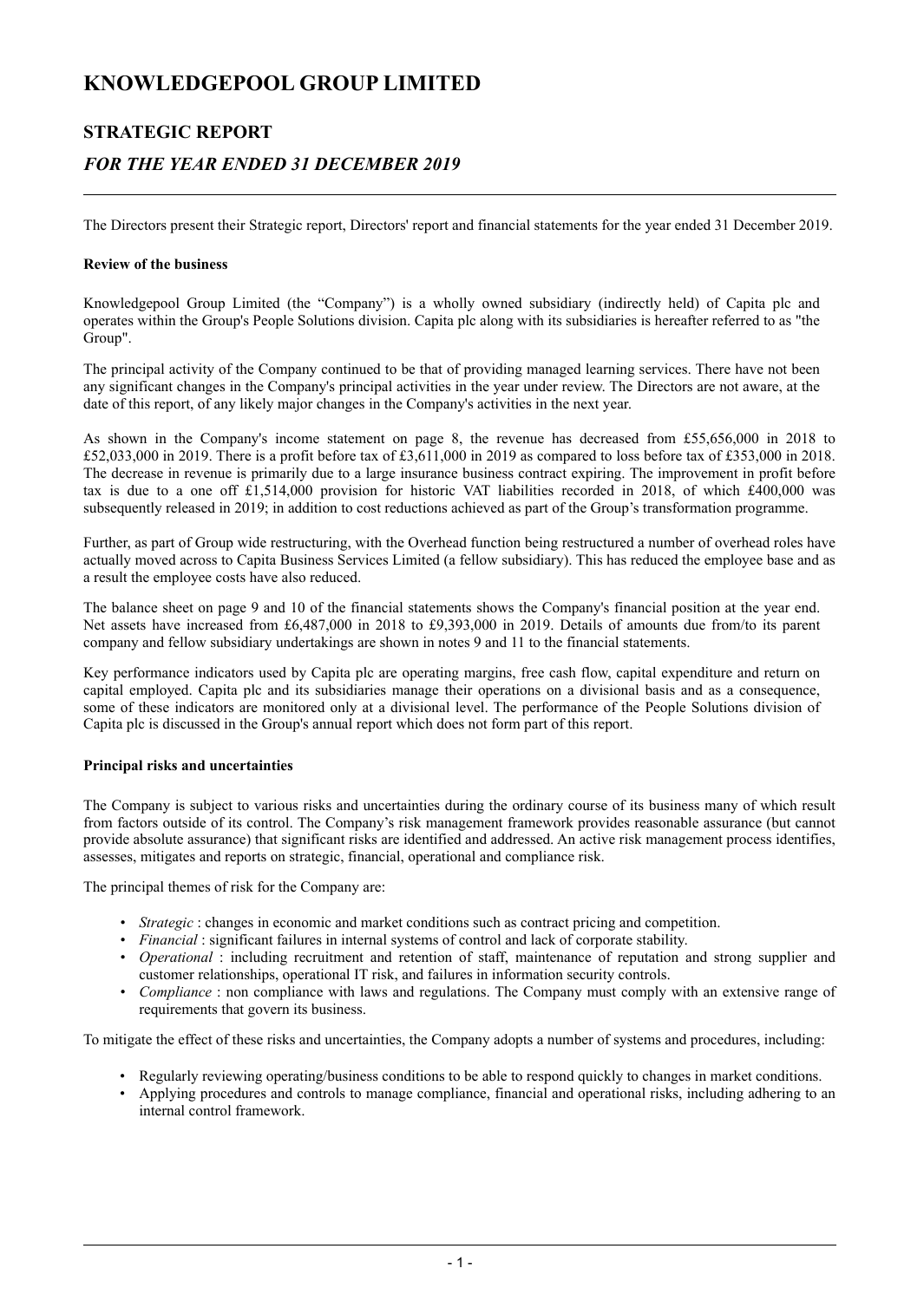# KNOWLEDGEPOOL GROUP LIMITED

## STRATEGIC REPORT

## *FOR THE YEAR ENDED 31 DECEMBER 2019*

The Directors present their Strategic report, Directors' report and financial statements for the year ended 31 December 2019.

**Review of the business**

Knowledgepool Group Limited (the "Company") is a wholly owned subsidiary (indirectly held) of Capita plc and operates within the Group's People Solutions division. Capita plc along with its subsidiaries is hereafter referred to as "the Group".

The principal activity of the Company continued to be that of providing managed learning services. There have not been any significant changes in the Company's principal activities in the year under review. The Directors are not aware, at the date of this report, of any likely major changes in the Company's activities in the next year.

As shown in the Company's income statement on page 8, the revenue has decreased from £55,656,000 in 2018 to £52,033,000 in 2019. There is a profit before tax of £3,611,000 in 2019 as compared to loss before tax of £353,000 in 2018. The decrease in revenue is primarily due to a large insurance business contract expiring. The improvement in profit before tax is due to a one off £1,514,000 provision for historic VAT liabilities recorded in 2018, of which £400,000 was subsequently released in 2019; in addition to cost reductions achieved as part of the Group's transformation programme.

Further, as part of Group wide restructuring, with the Overhead function being restructured a number of overhead roles have actually moved across to Capita Business Services Limited (a fellow subsidiary). This has reduced the employee base and as a result the employee costs have also reduced.

The balance sheet on page 9 and 10 of the financial statements shows the Company's financial position at the year end. Net assets have increased from £6,487,000 in 2018 to £9,393,000 in 2019. Details of amounts due from/to its parent company and fellow subsidiary undertakings are shown in notes 9 and 11 to the financial statements.

Key performance indicators used by Capita plc are operating margins, free cash flow, capital expenditure and return on capital employed. Capita plc and its subsidiaries manage their operations on a divisional basis and as a consequence, some of these indicators are monitored only at a divisional level. The performance of the People Solutions division of Capita plc is discussed in the Group's annual report which does not form part of this report.

**Principal risks and uncertainties**

The Company is subject to various risks and uncertainties during the ordinary course of its business many of which result from factors outside of its control. The Company's risk management framework provides reasonable assurance (but cannot provide absolute assurance) that significant risks are identified and addressed. An active risk management process identifies, assesses, mitigates and reports on strategic, financial, operational and compliance risk.

The principal themes of risk for the Company are:

- *Strategic* : changes in economic and market conditions such as contract pricing and competition.
- *Financial* : significant failures in internal systems of control and lack of corporate stability.
- *Operational* : including recruitment and retention of staff, maintenance of reputation and strong supplier and customer relationships, operational IT risk, and failures in information security controls.
- *Compliance* : non compliance with laws and regulations. The Company must comply with an extensive range of requirements that govern its business.

To mitigate the effect of these risks and uncertainties, the Company adopts a number of systems and procedures, including:

- Regularly reviewing operating/business conditions to be able to respond quickly to changes in market conditions.
- Applying procedures and controls to manage compliance, financial and operational risks, including adhering to an internal control framework.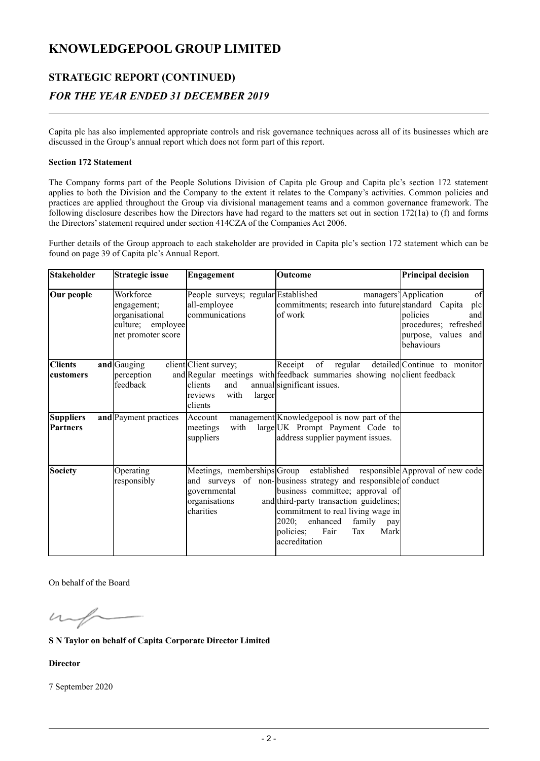# KNOWLEDGEPOOL GROUP LIMITED

## STRATEGIC REPORT (CONTINUED)

### *FOR THE YEAR ENDED 31 DECEMBER 2019*

Capita plc has also implemented appropriate controls and risk governance techniques across all of its businesses which are discussed in the Group's annual report which does not form part of this report.

**Section 172 Statement**

The Company forms part of the People Solutions Division of Capita plc Group and Capita plc's section 172 statement applies to both the Division and the Company to the extent it relates to the Company's activities. Common policies and practices are applied throughout the Group via divisional management teams and a common governance framework. The following disclosure describes how the Directors have had regard to the matters set out in section 172(1a) to (f) and forms the Directors' statement required under section 414CZA of the Companies Act 2006.

Further details of the Group approach to each stakeholder are provided in Capita plc's section 172 statement which can be found on page 39 of Capita plc's Annual Report.

| Stakeholder | Strategic issue | Engagement | Outcome | Principal decision |
|---|---|---|---|---|
| **Our people** | Workforce engagement; organisational culture; employee net promoter score | People surveys; regular all-employee communications | Established managers' commitments; research into future of work | Application of standard Capita plc policies and procedures; refreshed purpose, values and behaviours |
| **Clients and customers** | Gauging client perception and feedback | Client survey; Regular meetings with clients and annual reviews with larger clients | Receipt of regular detailed feedback summaries showing no significant issues. | Continue to monitor client feedback |
| **Suppliers and Partners** | Payment practices | Account management meetings with large suppliers | Knowledgepool is now part of the UK Prompt Payment Code to address supplier payment issues. | |
| **Society** | Operating responsibly | Meetings, memberships and surveys of non-governmental organisations and charities | Group established responsible business strategy and responsible business committee; approval of third-party transaction guidelines; commitment to real living wage in 2020; enhanced family pay policies; Fair Tax Mark accreditation | Approval of new code of conduct |

On behalf of the Board

**S N Taylor on behalf of Capita Corporate Director Limited**

**Director**

7 September 2020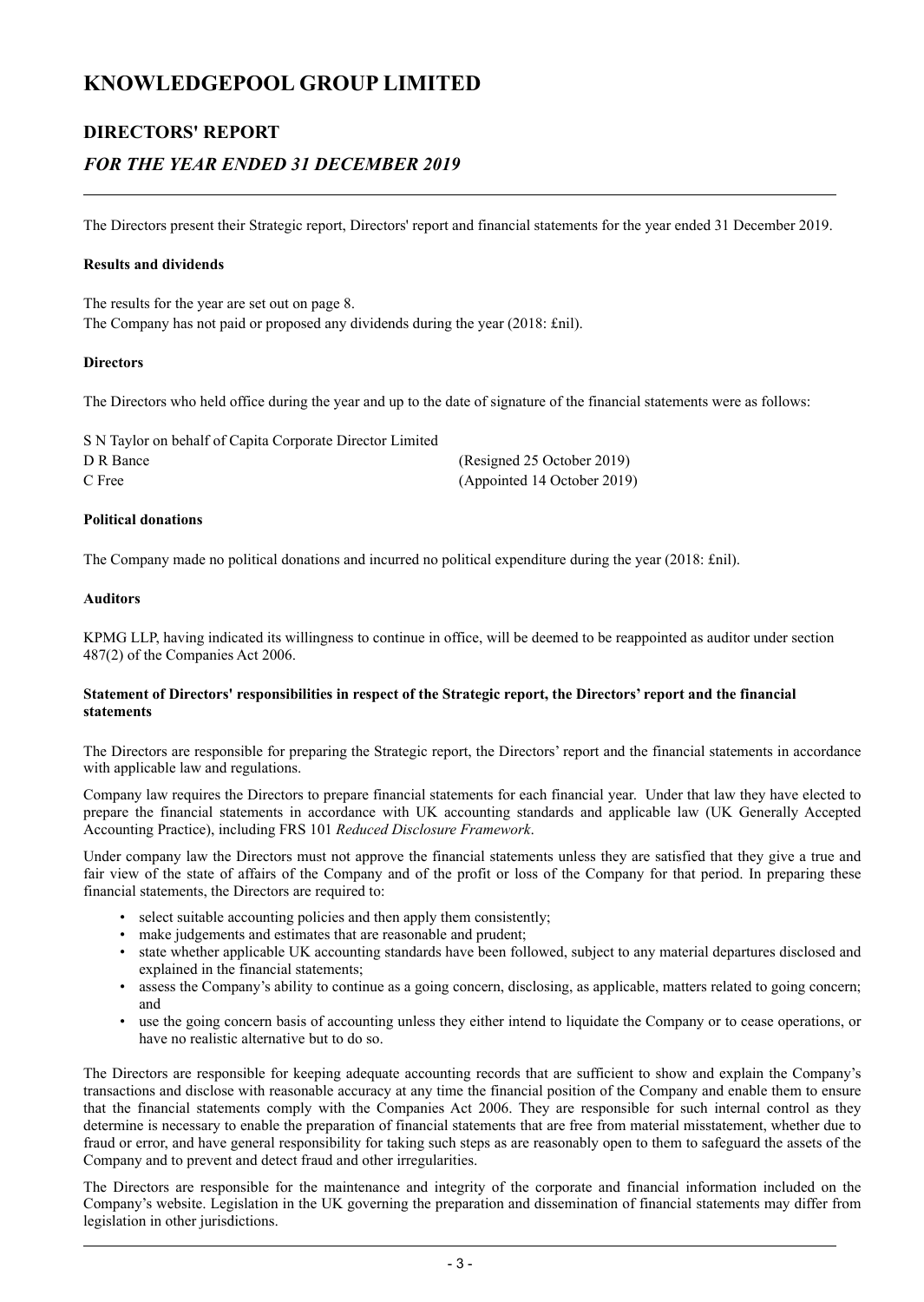# KNOWLEDGEPOOL GROUP LIMITED

## DIRECTORS' REPORT

### *FOR THE YEAR ENDED 31 DECEMBER 2019*

The Directors present their Strategic report, Directors' report and financial statements for the year ended 31 December 2019.

**Results and dividends**

The results for the year are set out on page 8.
The Company has not paid or proposed any dividends during the year (2018: £nil).

**Directors**

The Directors who held office during the year and up to the date of signature of the financial statements were as follows:

| | |
|---|---|
| S N Taylor on behalf of Capita Corporate Director Limited | |
| D R Bance | (Resigned 25 October 2019) |
| C Free | (Appointed 14 October 2019) |

**Political donations**

The Company made no political donations and incurred no political expenditure during the year (2018: £nil).

**Auditors**

KPMG LLP, having indicated its willingness to continue in office, will be deemed to be reappointed as auditor under section 487(2) of the Companies Act 2006.

**Statement of Directors' responsibilities in respect of the Strategic report, the Directors' report and the financial statements**

The Directors are responsible for preparing the Strategic report, the Directors' report and the financial statements in accordance with applicable law and regulations.

Company law requires the Directors to prepare financial statements for each financial year. Under that law they have elected to prepare the financial statements in accordance with UK accounting standards and applicable law (UK Generally Accepted Accounting Practice), including FRS 101 *Reduced Disclosure Framework*.

Under company law the Directors must not approve the financial statements unless they are satisfied that they give a true and fair view of the state of affairs of the Company and of the profit or loss of the Company for that period. In preparing these financial statements, the Directors are required to:

- select suitable accounting policies and then apply them consistently;
- make judgements and estimates that are reasonable and prudent;
- state whether applicable UK accounting standards have been followed, subject to any material departures disclosed and explained in the financial statements;
- assess the Company's ability to continue as a going concern, disclosing, as applicable, matters related to going concern; and
- use the going concern basis of accounting unless they either intend to liquidate the Company or to cease operations, or have no realistic alternative but to do so.

The Directors are responsible for keeping adequate accounting records that are sufficient to show and explain the Company's transactions and disclose with reasonable accuracy at any time the financial position of the Company and enable them to ensure that the financial statements comply with the Companies Act 2006. They are responsible for such internal control as they determine is necessary to enable the preparation of financial statements that are free from material misstatement, whether due to fraud or error, and have general responsibility for taking such steps as are reasonably open to them to safeguard the assets of the Company and to prevent and detect fraud and other irregularities.

The Directors are responsible for the maintenance and integrity of the corporate and financial information included on the Company's website. Legislation in the UK governing the preparation and dissemination of financial statements may differ from legislation in other jurisdictions.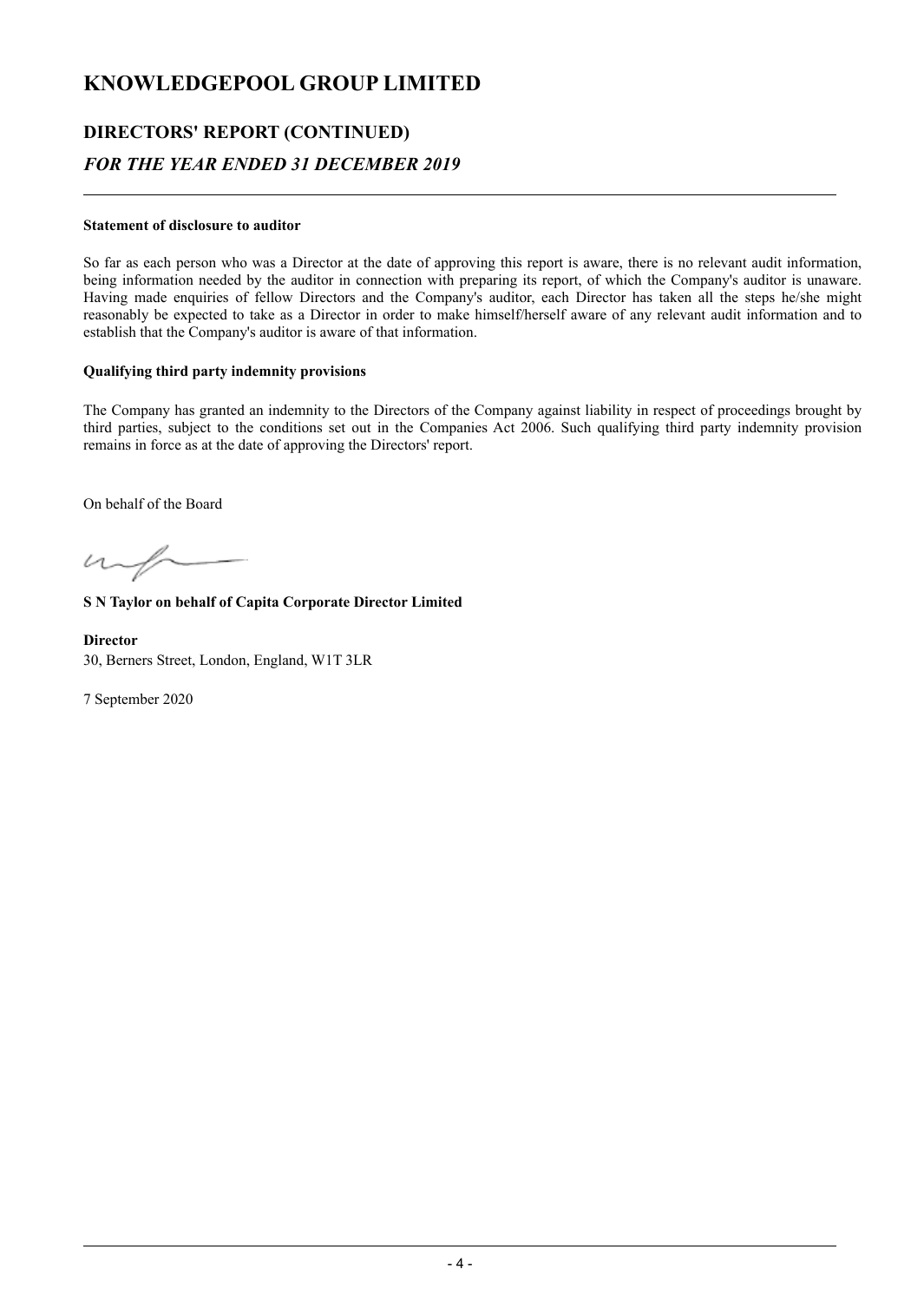# KNOWLEDGEPOOL GROUP LIMITED

## DIRECTORS' REPORT (CONTINUED)

### *FOR THE YEAR ENDED 31 DECEMBER 2019*

**Statement of disclosure to auditor**

So far as each person who was a Director at the date of approving this report is aware, there is no relevant audit information, being information needed by the auditor in connection with preparing its report, of which the Company's auditor is unaware. Having made enquiries of fellow Directors and the Company's auditor, each Director has taken all the steps he/she might reasonably be expected to take as a Director in order to make himself/herself aware of any relevant audit information and to establish that the Company's auditor is aware of that information.

**Qualifying third party indemnity provisions**

The Company has granted an indemnity to the Directors of the Company against liability in respect of proceedings brought by third parties, subject to the conditions set out in the Companies Act 2006. Such qualifying third party indemnity provision remains in force as at the date of approving the Directors' report.

On behalf of the Board

**S N Taylor on behalf of Capita Corporate Director Limited**

**Director**
30, Berners Street, London, England, W1T 3LR

7 September 2020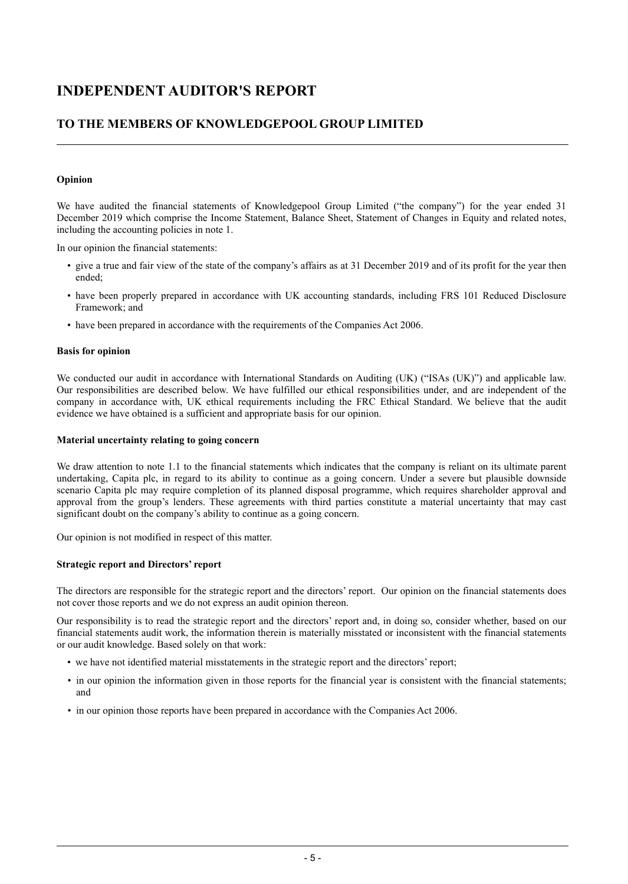# INDEPENDENT AUDITOR'S REPORT

## TO THE MEMBERS OF KNOWLEDGEPOOL GROUP LIMITED

**Opinion**

We have audited the financial statements of Knowledgepool Group Limited ("the company") for the year ended 31 December 2019 which comprise the Income Statement, Balance Sheet, Statement of Changes in Equity and related notes, including the accounting policies in note 1.

In our opinion the financial statements:

- give a true and fair view of the state of the company's affairs as at 31 December 2019 and of its profit for the year then ended;
- have been properly prepared in accordance with UK accounting standards, including FRS 101 Reduced Disclosure Framework; and
- have been prepared in accordance with the requirements of the Companies Act 2006.

**Basis for opinion**

We conducted our audit in accordance with International Standards on Auditing (UK) ("ISAs (UK)") and applicable law. Our responsibilities are described below. We have fulfilled our ethical responsibilities under, and are independent of the company in accordance with, UK ethical requirements including the FRC Ethical Standard. We believe that the audit evidence we have obtained is a sufficient and appropriate basis for our opinion.

**Material uncertainty relating to going concern**

We draw attention to note 1.1 to the financial statements which indicates that the company is reliant on its ultimate parent undertaking, Capita plc, in regard to its ability to continue as a going concern. Under a severe but plausible downside scenario Capita plc may require completion of its planned disposal programme, which requires shareholder approval and approval from the group's lenders. These agreements with third parties constitute a material uncertainty that may cast significant doubt on the company's ability to continue as a going concern.

Our opinion is not modified in respect of this matter.

**Strategic report and Directors' report**

The directors are responsible for the strategic report and the directors' report. Our opinion on the financial statements does not cover those reports and we do not express an audit opinion thereon.

Our responsibility is to read the strategic report and the directors' report and, in doing so, consider whether, based on our financial statements audit work, the information therein is materially misstated or inconsistent with the financial statements or our audit knowledge. Based solely on that work:

- we have not identified material misstatements in the strategic report and the directors' report;
- in our opinion the information given in those reports for the financial year is consistent with the financial statements; and
- in our opinion those reports have been prepared in accordance with the Companies Act 2006.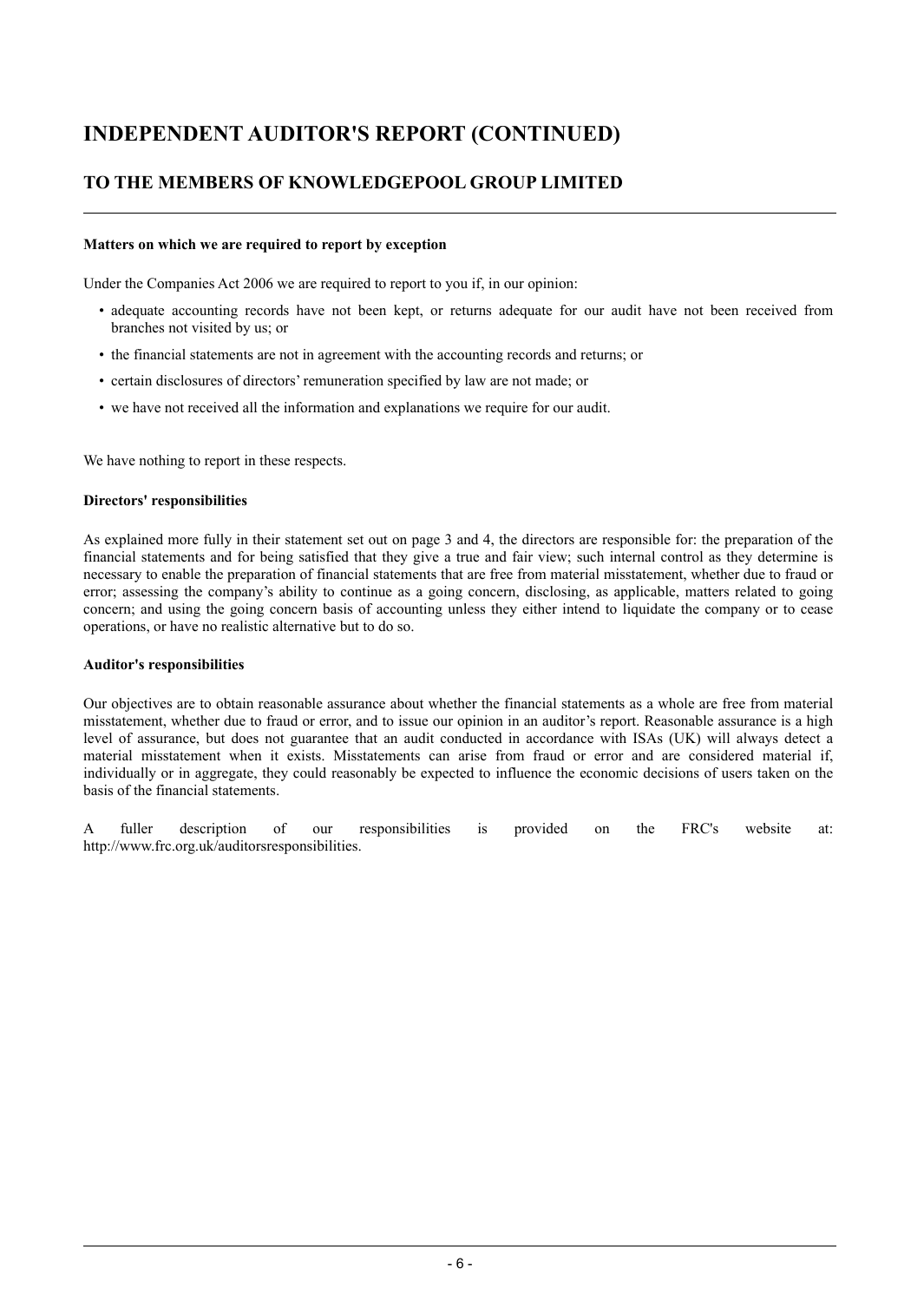# INDEPENDENT AUDITOR'S REPORT (CONTINUED)

## TO THE MEMBERS OF KNOWLEDGEPOOL GROUP LIMITED

**Matters on which we are required to report by exception**

Under the Companies Act 2006 we are required to report to you if, in our opinion:

- adequate accounting records have not been kept, or returns adequate for our audit have not been received from branches not visited by us; or
- the financial statements are not in agreement with the accounting records and returns; or
- certain disclosures of directors' remuneration specified by law are not made; or
- we have not received all the information and explanations we require for our audit.

We have nothing to report in these respects.

**Directors' responsibilities**

As explained more fully in their statement set out on page 3 and 4, the directors are responsible for: the preparation of the financial statements and for being satisfied that they give a true and fair view; such internal control as they determine is necessary to enable the preparation of financial statements that are free from material misstatement, whether due to fraud or error; assessing the company's ability to continue as a going concern, disclosing, as applicable, matters related to going concern; and using the going concern basis of accounting unless they either intend to liquidate the company or to cease operations, or have no realistic alternative but to do so.

**Auditor's responsibilities**

Our objectives are to obtain reasonable assurance about whether the financial statements as a whole are free from material misstatement, whether due to fraud or error, and to issue our opinion in an auditor's report. Reasonable assurance is a high level of assurance, but does not guarantee that an audit conducted in accordance with ISAs (UK) will always detect a material misstatement when it exists. Misstatements can arise from fraud or error and are considered material if, individually or in aggregate, they could reasonably be expected to influence the economic decisions of users taken on the basis of the financial statements.

A fuller description of our responsibilities is provided on the FRC's website at: http://www.frc.org.uk/auditorsresponsibilities.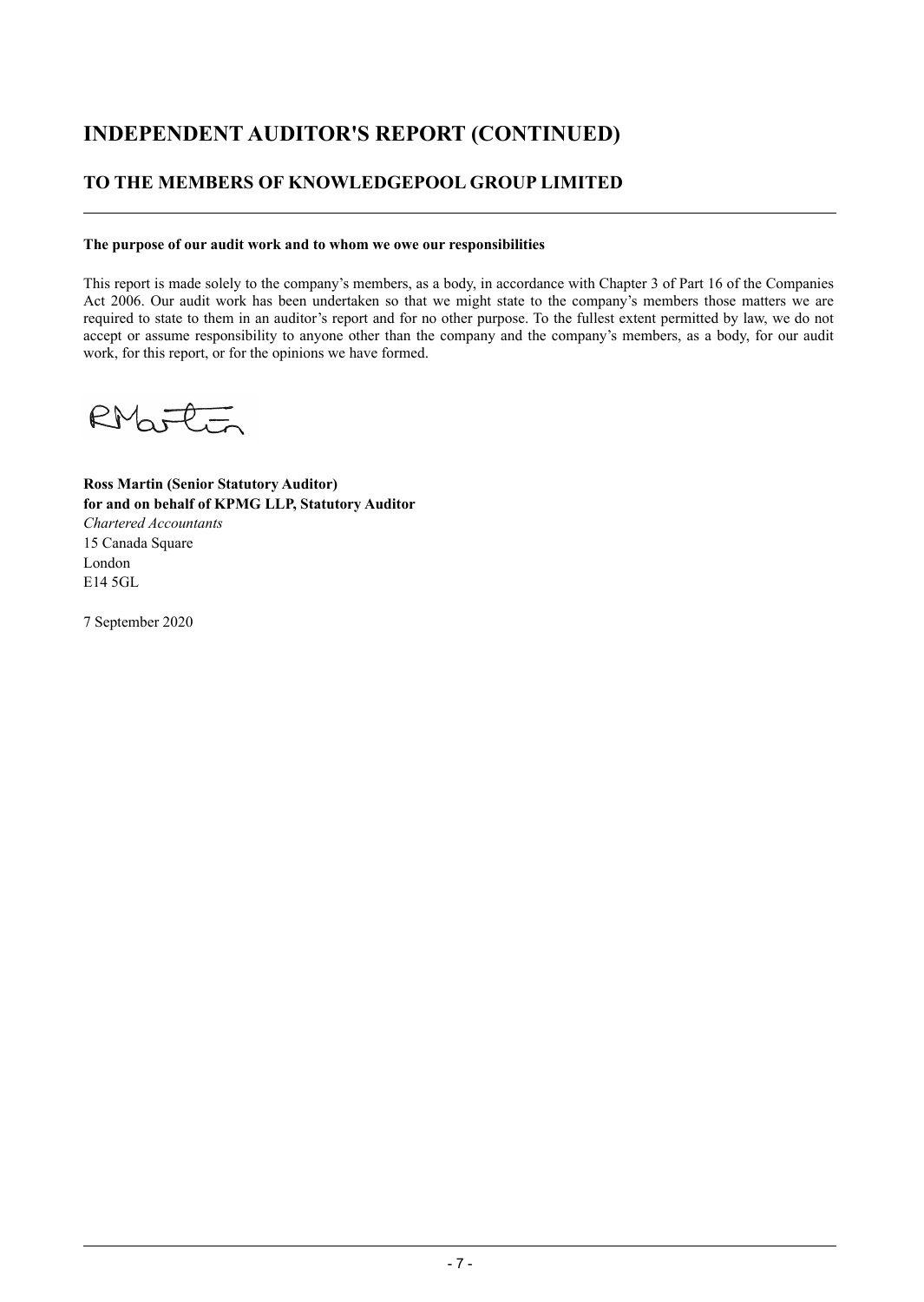# INDEPENDENT AUDITOR'S REPORT (CONTINUED)

## TO THE MEMBERS OF KNOWLEDGEPOOL GROUP LIMITED

**The purpose of our audit work and to whom we owe our responsibilities**

This report is made solely to the company's members, as a body, in accordance with Chapter 3 of Part 16 of the Companies Act 2006. Our audit work has been undertaken so that we might state to the company's members those matters we are required to state to them in an auditor's report and for no other purpose. To the fullest extent permitted by law, we do not accept or assume responsibility to anyone other than the company and the company's members, as a body, for our audit work, for this report, or for the opinions we have formed.

RMartin

**Ross Martin (Senior Statutory Auditor)**
**for and on behalf of KPMG LLP, Statutory Auditor**
*Chartered Accountants*
15 Canada Square
London
E14 5GL

7 September 2020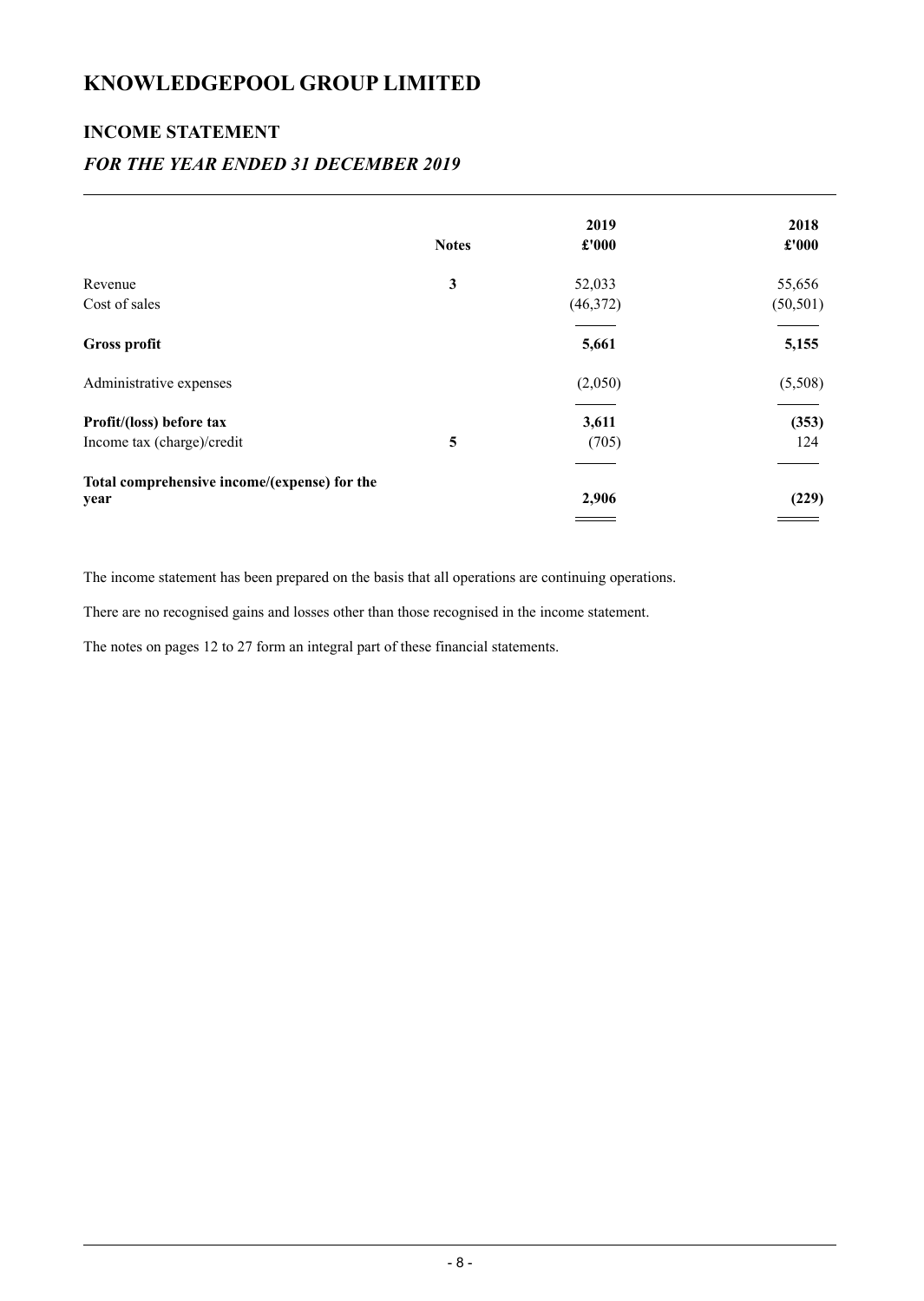# KNOWLEDGEPOOL GROUP LIMITED

## INCOME STATEMENT

### *FOR THE YEAR ENDED 31 DECEMBER 2019*

| | Notes | 2019<br>£'000 | 2018<br>£'000 |
|---|---|---|---|
| Revenue | 3 | 52,033 | 55,656 |
| Cost of sales | | (46,372) | (50,501) |
| **Gross profit** | | **5,661** | **5,155** |
| Administrative expenses | | (2,050) | (5,508) |
| **Profit/(loss) before tax** | | **3,611** | **(353)** |
| Income tax (charge)/credit | 5 | (705) | 124 |
| **Total comprehensive income/(expense) for the year** | | **2,906** | **(229)** |

The income statement has been prepared on the basis that all operations are continuing operations.

There are no recognised gains and losses other than those recognised in the income statement.

The notes on pages 12 to 27 form an integral part of these financial statements.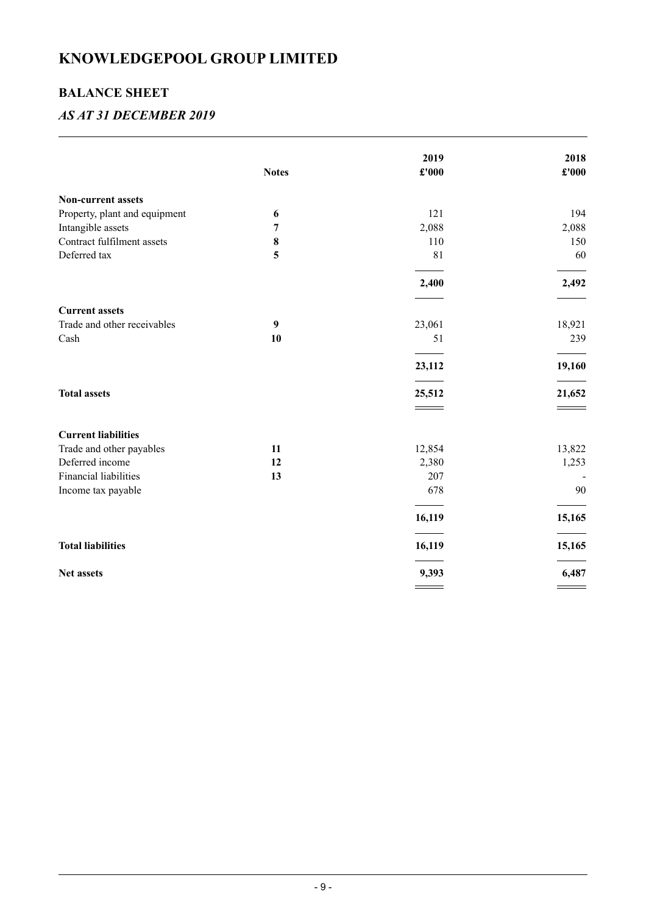# KNOWLEDGEPOOL GROUP LIMITED

## BALANCE SHEET

### *AS AT 31 DECEMBER 2019*

| | Notes | 2019 £'000 | 2018 £'000 |
|---|---|---|---|
| **Non-current assets** | | | |
| Property, plant and equipment | **6** | 121 | 194 |
| Intangible assets | **7** | 2,088 | 2,088 |
| Contract fulfilment assets | **8** | 110 | 150 |
| Deferred tax | **5** | 81 | 60 |
| | | **2,400** | **2,492** |
| **Current assets** | | | |
| Trade and other receivables | **9** | 23,061 | 18,921 |
| Cash | **10** | 51 | 239 |
| | | **23,112** | **19,160** |
| **Total assets** | | **25,512** | **21,652** |
| **Current liabilities** | | | |
| Trade and other payables | **11** | 12,854 | 13,822 |
| Deferred income | **12** | 2,380 | 1,253 |
| Financial liabilities | **13** | 207 | - |
| Income tax payable | | 678 | 90 |
| | | **16,119** | **15,165** |
| **Total liabilities** | | **16,119** | **15,165** |
| **Net assets** | | **9,393** | **6,487** |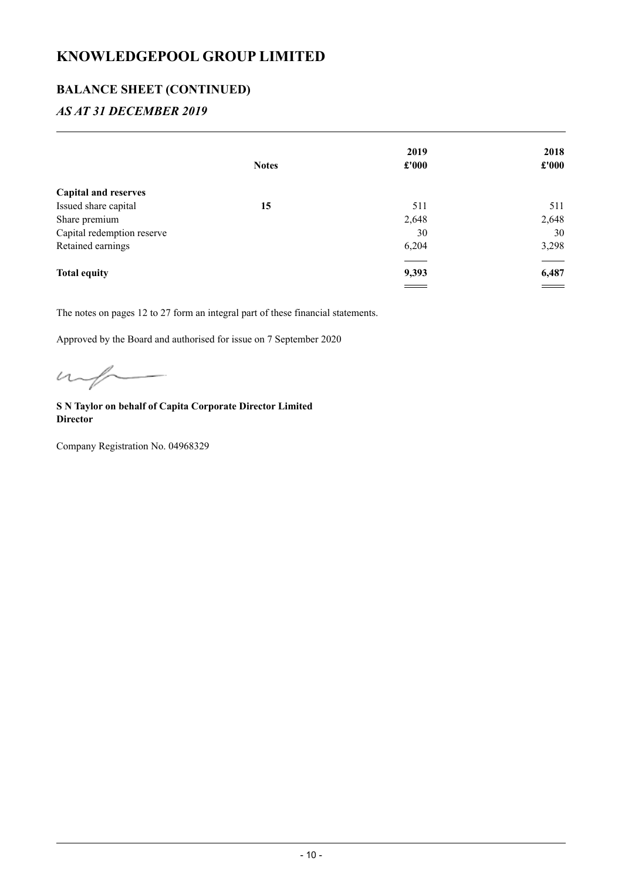# KNOWLEDGEPOOL GROUP LIMITED

## BALANCE SHEET (CONTINUED)

### *AS AT 31 DECEMBER 2019*

| | Notes | 2019 £'000 | 2018 £'000 |
|---|---|---|---|
| **Capital and reserves** | | | |
| Issued share capital | **15** | 511 | 511 |
| Share premium | | 2,648 | 2,648 |
| Capital redemption reserve | | 30 | 30 |
| Retained earnings | | 6,204 | 3,298 |
| **Total equity** | | **9,393** | **6,487** |

The notes on pages 12 to 27 form an integral part of these financial statements.

Approved by the Board and authorised for issue on 7 September 2020

**S N Taylor on behalf of Capita Corporate Director Limited**
**Director**

Company Registration No. 04968329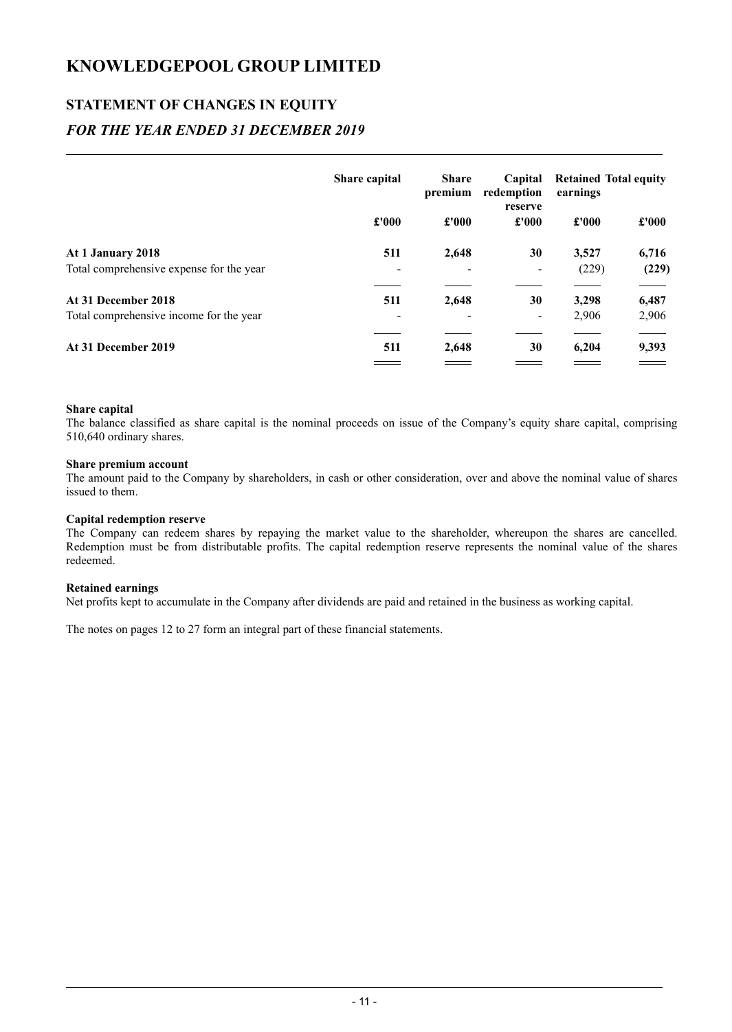# KNOWLEDGEPOOL GROUP LIMITED

## STATEMENT OF CHANGES IN EQUITY

### *FOR THE YEAR ENDED 31 DECEMBER 2019*

| | Share capital | Share premium | Capital redemption reserve | Retained earnings | Total equity |
|---|---|---|---|---|---|
| | £'000 | £'000 | £'000 | £'000 | £'000 |
| **At 1 January 2018** | **511** | **2,648** | **30** | **3,527** | **6,716** |
| Total comprehensive expense for the year | - | - | - | (229) | **(229)** |
| **At 31 December 2018** | **511** | **2,648** | **30** | **3,298** | **6,487** |
| Total comprehensive income for the year | - | - | - | 2,906 | 2,906 |
| **At 31 December 2019** | **511** | **2,648** | **30** | **6,204** | **9,393** |

**Share capital**
The balance classified as share capital is the nominal proceeds on issue of the Company's equity share capital, comprising 510,640 ordinary shares.

**Share premium account**
The amount paid to the Company by shareholders, in cash or other consideration, over and above the nominal value of shares issued to them.

**Capital redemption reserve**
The Company can redeem shares by repaying the market value to the shareholder, whereupon the shares are cancelled. Redemption must be from distributable profits. The capital redemption reserve represents the nominal value of the shares redeemed.

**Retained earnings**
Net profits kept to accumulate in the Company after dividends are paid and retained in the business as working capital.

The notes on pages 12 to 27 form an integral part of these financial statements.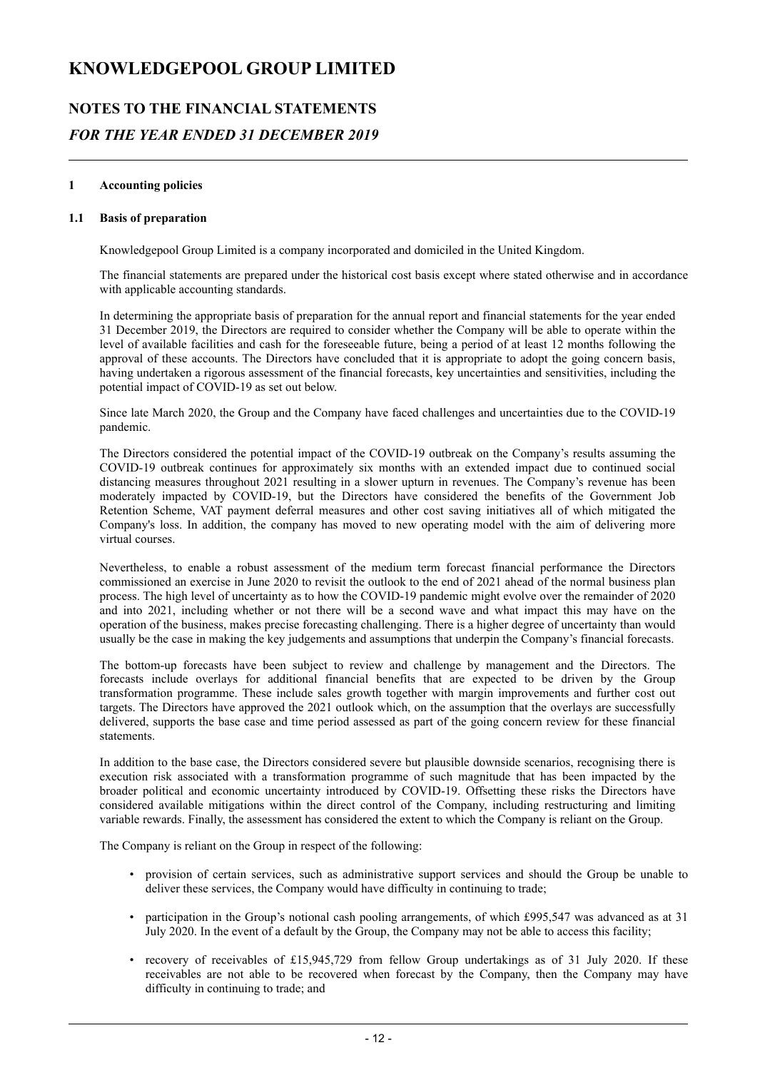# KNOWLEDGEPOOL GROUP LIMITED

## NOTES TO THE FINANCIAL STATEMENTS

### *FOR THE YEAR ENDED 31 DECEMBER 2019*

**1 Accounting policies**

**1.1 Basis of preparation**

Knowledgepool Group Limited is a company incorporated and domiciled in the United Kingdom.

The financial statements are prepared under the historical cost basis except where stated otherwise and in accordance with applicable accounting standards.

In determining the appropriate basis of preparation for the annual report and financial statements for the year ended 31 December 2019, the Directors are required to consider whether the Company will be able to operate within the level of available facilities and cash for the foreseeable future, being a period of at least 12 months following the approval of these accounts. The Directors have concluded that it is appropriate to adopt the going concern basis, having undertaken a rigorous assessment of the financial forecasts, key uncertainties and sensitivities, including the potential impact of COVID-19 as set out below.

Since late March 2020, the Group and the Company have faced challenges and uncertainties due to the COVID-19 pandemic.

The Directors considered the potential impact of the COVID-19 outbreak on the Company's results assuming the COVID-19 outbreak continues for approximately six months with an extended impact due to continued social distancing measures throughout 2021 resulting in a slower upturn in revenues. The Company's revenue has been moderately impacted by COVID-19, but the Directors have considered the benefits of the Government Job Retention Scheme, VAT payment deferral measures and other cost saving initiatives all of which mitigated the Company's loss. In addition, the company has moved to new operating model with the aim of delivering more virtual courses.

Nevertheless, to enable a robust assessment of the medium term forecast financial performance the Directors commissioned an exercise in June 2020 to revisit the outlook to the end of 2021 ahead of the normal business plan process. The high level of uncertainty as to how the COVID-19 pandemic might evolve over the remainder of 2020 and into 2021, including whether or not there will be a second wave and what impact this may have on the operation of the business, makes precise forecasting challenging. There is a higher degree of uncertainty than would usually be the case in making the key judgements and assumptions that underpin the Company's financial forecasts.

The bottom-up forecasts have been subject to review and challenge by management and the Directors. The forecasts include overlays for additional financial benefits that are expected to be driven by the Group transformation programme. These include sales growth together with margin improvements and further cost out targets. The Directors have approved the 2021 outlook which, on the assumption that the overlays are successfully delivered, supports the base case and time period assessed as part of the going concern review for these financial statements.

In addition to the base case, the Directors considered severe but plausible downside scenarios, recognising there is execution risk associated with a transformation programme of such magnitude that has been impacted by the broader political and economic uncertainty introduced by COVID-19. Offsetting these risks the Directors have considered available mitigations within the direct control of the Company, including restructuring and limiting variable rewards. Finally, the assessment has considered the extent to which the Company is reliant on the Group.

The Company is reliant on the Group in respect of the following:

- provision of certain services, such as administrative support services and should the Group be unable to deliver these services, the Company would have difficulty in continuing to trade;
- participation in the Group's notional cash pooling arrangements, of which £995,547 was advanced as at 31 July 2020. In the event of a default by the Group, the Company may not be able to access this facility;
- recovery of receivables of £15,945,729 from fellow Group undertakings as of 31 July 2020. If these receivables are not able to be recovered when forecast by the Company, then the Company may have difficulty in continuing to trade; and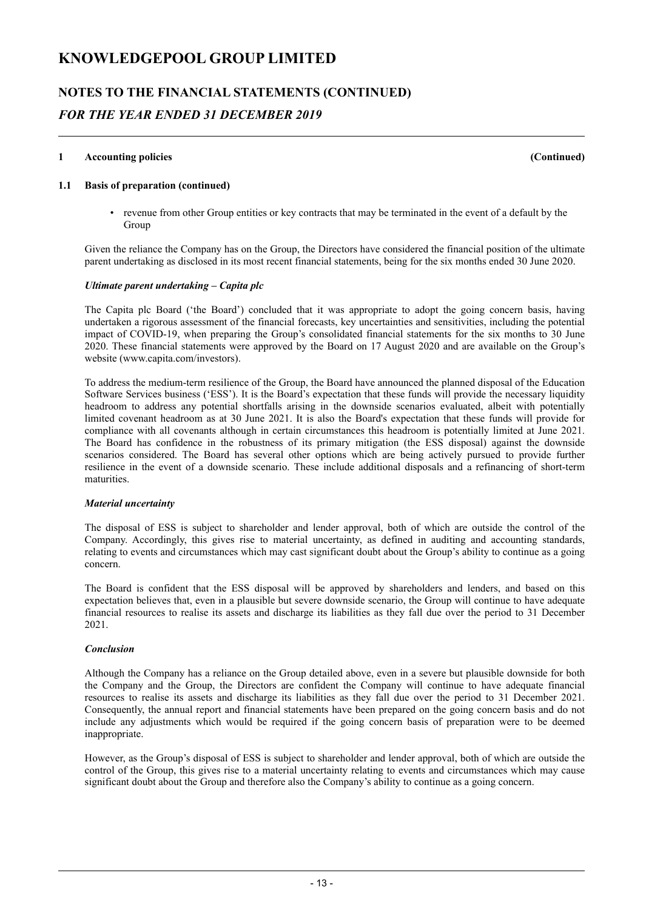# KNOWLEDGEPOOL GROUP LIMITED

## NOTES TO THE FINANCIAL STATEMENTS (CONTINUED)

### *FOR THE YEAR ENDED 31 DECEMBER 2019*

**1 Accounting policies (Continued)**

**1.1 Basis of preparation (continued)**

- revenue from other Group entities or key contracts that may be terminated in the event of a default by the Group

Given the reliance the Company has on the Group, the Directors have considered the financial position of the ultimate parent undertaking as disclosed in its most recent financial statements, being for the six months ended 30 June 2020.

***Ultimate parent undertaking – Capita plc***

The Capita plc Board ('the Board') concluded that it was appropriate to adopt the going concern basis, having undertaken a rigorous assessment of the financial forecasts, key uncertainties and sensitivities, including the potential impact of COVID-19, when preparing the Group's consolidated financial statements for the six months to 30 June 2020. These financial statements were approved by the Board on 17 August 2020 and are available on the Group's website (www.capita.com/investors).

To address the medium-term resilience of the Group, the Board have announced the planned disposal of the Education Software Services business ('ESS'). It is the Board's expectation that these funds will provide the necessary liquidity headroom to address any potential shortfalls arising in the downside scenarios evaluated, albeit with potentially limited covenant headroom as at 30 June 2021. It is also the Board's expectation that these funds will provide for compliance with all covenants although in certain circumstances this headroom is potentially limited at June 2021. The Board has confidence in the robustness of its primary mitigation (the ESS disposal) against the downside scenarios considered. The Board has several other options which are being actively pursued to provide further resilience in the event of a downside scenario. These include additional disposals and a refinancing of short-term maturities.

***Material uncertainty***

The disposal of ESS is subject to shareholder and lender approval, both of which are outside the control of the Company. Accordingly, this gives rise to material uncertainty, as defined in auditing and accounting standards, relating to events and circumstances which may cast significant doubt about the Group's ability to continue as a going concern.

The Board is confident that the ESS disposal will be approved by shareholders and lenders, and based on this expectation believes that, even in a plausible but severe downside scenario, the Group will continue to have adequate financial resources to realise its assets and discharge its liabilities as they fall due over the period to 31 December 2021.

***Conclusion***

Although the Company has a reliance on the Group detailed above, even in a severe but plausible downside for both the Company and the Group, the Directors are confident the Company will continue to have adequate financial resources to realise its assets and discharge its liabilities as they fall due over the period to 31 December 2021. Consequently, the annual report and financial statements have been prepared on the going concern basis and do not include any adjustments which would be required if the going concern basis of preparation were to be deemed inappropriate.

However, as the Group's disposal of ESS is subject to shareholder and lender approval, both of which are outside the control of the Group, this gives rise to a material uncertainty relating to events and circumstances which may cause significant doubt about the Group and therefore also the Company's ability to continue as a going concern.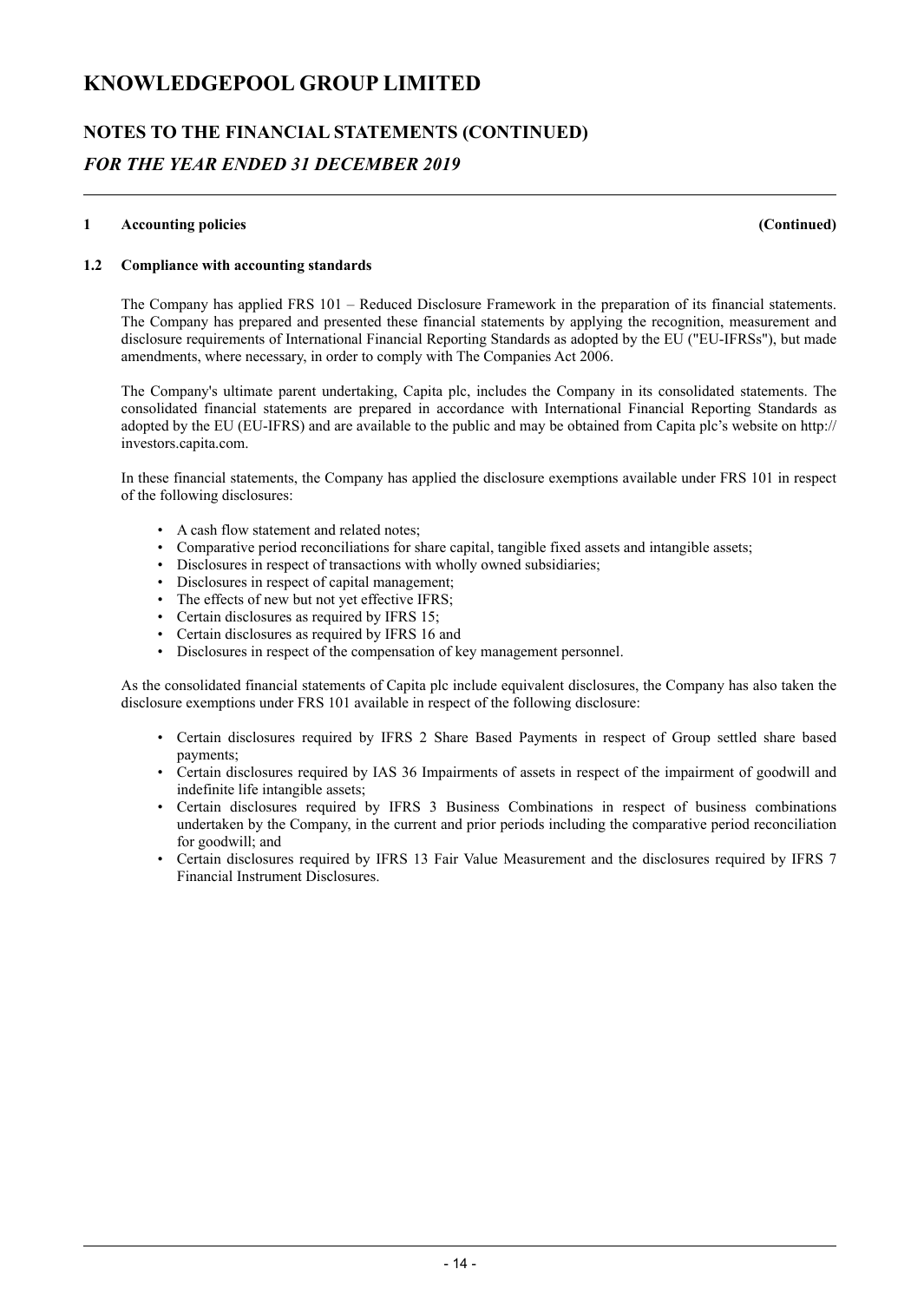# KNOWLEDGEPOOL GROUP LIMITED

## NOTES TO THE FINANCIAL STATEMENTS (CONTINUED)

### *FOR THE YEAR ENDED 31 DECEMBER 2019*

**1 Accounting policies (Continued)**

**1.2 Compliance with accounting standards**

The Company has applied FRS 101 – Reduced Disclosure Framework in the preparation of its financial statements. The Company has prepared and presented these financial statements by applying the recognition, measurement and disclosure requirements of International Financial Reporting Standards as adopted by the EU ("EU-IFRSs"), but made amendments, where necessary, in order to comply with The Companies Act 2006.

The Company's ultimate parent undertaking, Capita plc, includes the Company in its consolidated statements. The consolidated financial statements are prepared in accordance with International Financial Reporting Standards as adopted by the EU (EU-IFRS) and are available to the public and may be obtained from Capita plc's website on http://investors.capita.com.

In these financial statements, the Company has applied the disclosure exemptions available under FRS 101 in respect of the following disclosures:

- A cash flow statement and related notes;
- Comparative period reconciliations for share capital, tangible fixed assets and intangible assets;
- Disclosures in respect of transactions with wholly owned subsidiaries;
- Disclosures in respect of capital management;
- The effects of new but not yet effective IFRS;
- Certain disclosures as required by IFRS 15;
- Certain disclosures as required by IFRS 16 and
- Disclosures in respect of the compensation of key management personnel.

As the consolidated financial statements of Capita plc include equivalent disclosures, the Company has also taken the disclosure exemptions under FRS 101 available in respect of the following disclosure:

- Certain disclosures required by IFRS 2 Share Based Payments in respect of Group settled share based payments;
- Certain disclosures required by IAS 36 Impairments of assets in respect of the impairment of goodwill and indefinite life intangible assets;
- Certain disclosures required by IFRS 3 Business Combinations in respect of business combinations undertaken by the Company, in the current and prior periods including the comparative period reconciliation for goodwill; and
- Certain disclosures required by IFRS 13 Fair Value Measurement and the disclosures required by IFRS 7 Financial Instrument Disclosures.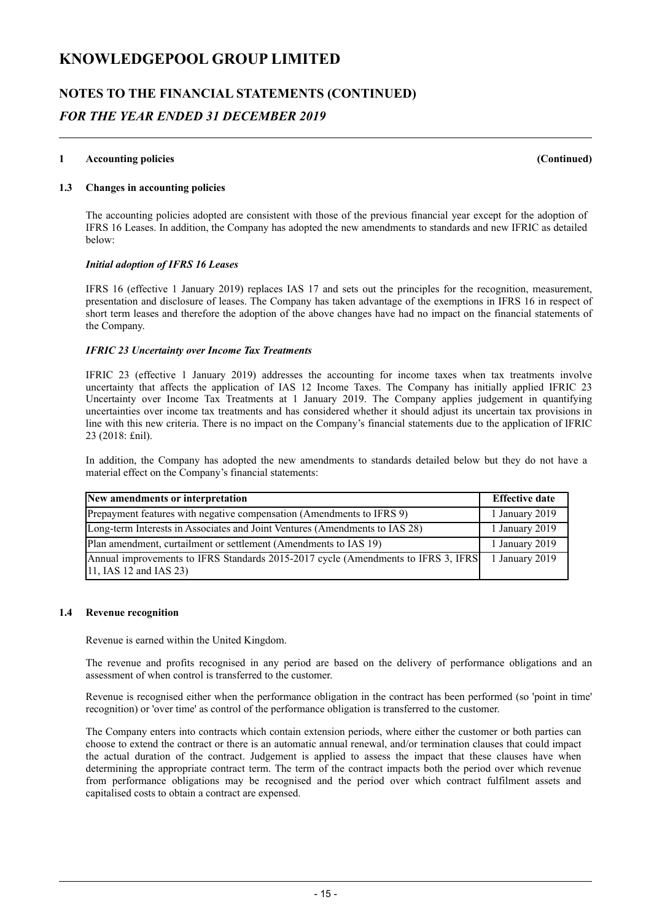# KNOWLEDGEPOOL GROUP LIMITED

## NOTES TO THE FINANCIAL STATEMENTS (CONTINUED)

## *FOR THE YEAR ENDED 31 DECEMBER 2019*

**1 Accounting policies (Continued)**

**1.3 Changes in accounting policies**

The accounting policies adopted are consistent with those of the previous financial year except for the adoption of IFRS 16 Leases. In addition, the Company has adopted the new amendments to standards and new IFRIC as detailed below:

***Initial adoption of IFRS 16 Leases***

IFRS 16 (effective 1 January 2019) replaces IAS 17 and sets out the principles for the recognition, measurement, presentation and disclosure of leases. The Company has taken advantage of the exemptions in IFRS 16 in respect of short term leases and therefore the adoption of the above changes have had no impact on the financial statements of the Company.

***IFRIC 23 Uncertainty over Income Tax Treatments***

IFRIC 23 (effective 1 January 2019) addresses the accounting for income taxes when tax treatments involve uncertainty that affects the application of IAS 12 Income Taxes. The Company has initially applied IFRIC 23 Uncertainty over Income Tax Treatments at 1 January 2019. The Company applies judgement in quantifying uncertainties over income tax treatments and has considered whether it should adjust its uncertain tax provisions in line with this new criteria. There is no impact on the Company's financial statements due to the application of IFRIC 23 (2018: £nil).

In addition, the Company has adopted the new amendments to standards detailed below but they do not have a material effect on the Company's financial statements:

| New amendments or interpretation | Effective date |
|---|---|
| Prepayment features with negative compensation (Amendments to IFRS 9) | 1 January 2019 |
| Long-term Interests in Associates and Joint Ventures (Amendments to IAS 28) | 1 January 2019 |
| Plan amendment, curtailment or settlement (Amendments to IAS 19) | 1 January 2019 |
| Annual improvements to IFRS Standards 2015-2017 cycle (Amendments to IFRS 3, IFRS 11, IAS 12 and IAS 23) | 1 January 2019 |

**1.4 Revenue recognition**

Revenue is earned within the United Kingdom.

The revenue and profits recognised in any period are based on the delivery of performance obligations and an assessment of when control is transferred to the customer.

Revenue is recognised either when the performance obligation in the contract has been performed (so 'point in time' recognition) or 'over time' as control of the performance obligation is transferred to the customer.

The Company enters into contracts which contain extension periods, where either the customer or both parties can choose to extend the contract or there is an automatic annual renewal, and/or termination clauses that could impact the actual duration of the contract. Judgement is applied to assess the impact that these clauses have when determining the appropriate contract term. The term of the contract impacts both the period over which revenue from performance obligations may be recognised and the period over which contract fulfilment assets and capitalised costs to obtain a contract are expensed.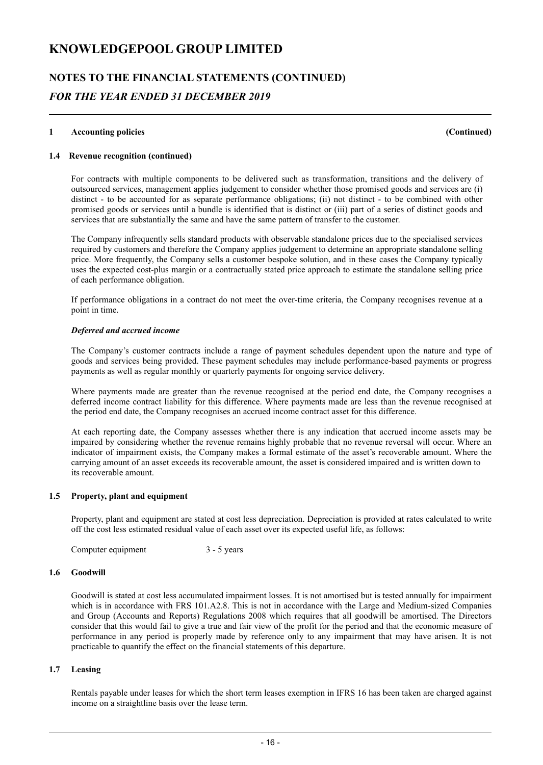# KNOWLEDGEPOOL GROUP LIMITED

## NOTES TO THE FINANCIAL STATEMENTS (CONTINUED)

### *FOR THE YEAR ENDED 31 DECEMBER 2019*

**1 Accounting policies (Continued)**

**1.4 Revenue recognition (continued)**

For contracts with multiple components to be delivered such as transformation, transitions and the delivery of outsourced services, management applies judgement to consider whether those promised goods and services are (i) distinct - to be accounted for as separate performance obligations; (ii) not distinct - to be combined with other promised goods or services until a bundle is identified that is distinct or (iii) part of a series of distinct goods and services that are substantially the same and have the same pattern of transfer to the customer.

The Company infrequently sells standard products with observable standalone prices due to the specialised services required by customers and therefore the Company applies judgement to determine an appropriate standalone selling price. More frequently, the Company sells a customer bespoke solution, and in these cases the Company typically uses the expected cost-plus margin or a contractually stated price approach to estimate the standalone selling price of each performance obligation.

If performance obligations in a contract do not meet the over-time criteria, the Company recognises revenue at a point in time.

***Deferred and accrued income***

The Company's customer contracts include a range of payment schedules dependent upon the nature and type of goods and services being provided. These payment schedules may include performance-based payments or progress payments as well as regular monthly or quarterly payments for ongoing service delivery.

Where payments made are greater than the revenue recognised at the period end date, the Company recognises a deferred income contract liability for this difference. Where payments made are less than the revenue recognised at the period end date, the Company recognises an accrued income contract asset for this difference.

At each reporting date, the Company assesses whether there is any indication that accrued income assets may be impaired by considering whether the revenue remains highly probable that no revenue reversal will occur. Where an indicator of impairment exists, the Company makes a formal estimate of the asset's recoverable amount. Where the carrying amount of an asset exceeds its recoverable amount, the asset is considered impaired and is written down to its recoverable amount.

**1.5 Property, plant and equipment**

Property, plant and equipment are stated at cost less depreciation. Depreciation is provided at rates calculated to write off the cost less estimated residual value of each asset over its expected useful life, as follows:

| | |
|---|---|
| Computer equipment | 3 - 5 years |

**1.6 Goodwill**

Goodwill is stated at cost less accumulated impairment losses. It is not amortised but is tested annually for impairment which is in accordance with FRS 101.A2.8. This is not in accordance with the Large and Medium-sized Companies and Group (Accounts and Reports) Regulations 2008 which requires that all goodwill be amortised. The Directors consider that this would fail to give a true and fair view of the profit for the period and that the economic measure of performance in any period is properly made by reference only to any impairment that may have arisen. It is not practicable to quantify the effect on the financial statements of this departure.

**1.7 Leasing**

Rentals payable under leases for which the short term leases exemption in IFRS 16 has been taken are charged against income on a straightline basis over the lease term.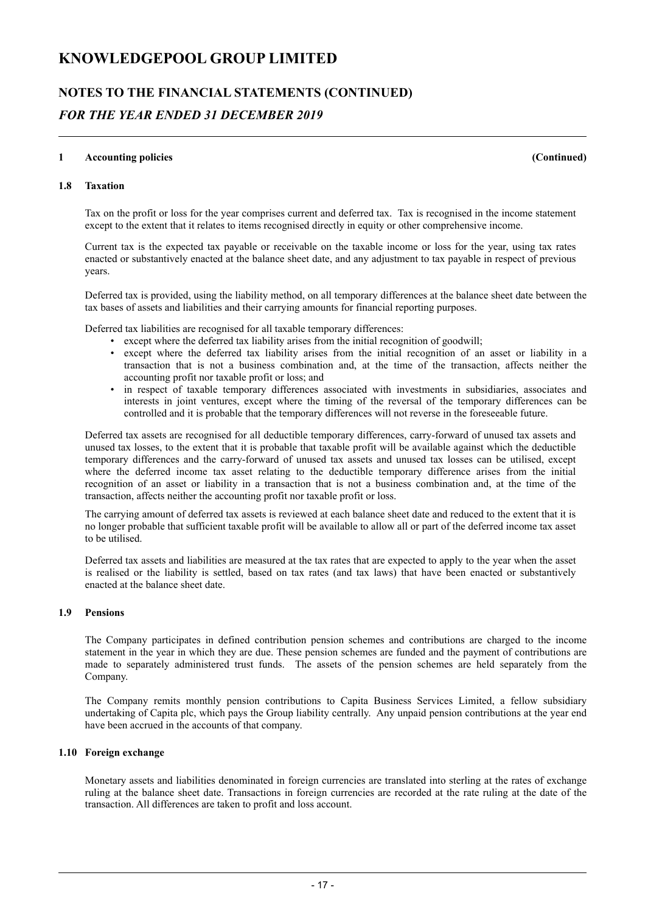# KNOWLEDGEPOOL GROUP LIMITED

## NOTES TO THE FINANCIAL STATEMENTS (CONTINUED)

### *FOR THE YEAR ENDED 31 DECEMBER 2019*

**1 Accounting policies (Continued)**

**1.8 Taxation**

Tax on the profit or loss for the year comprises current and deferred tax. Tax is recognised in the income statement except to the extent that it relates to items recognised directly in equity or other comprehensive income.

Current tax is the expected tax payable or receivable on the taxable income or loss for the year, using tax rates enacted or substantively enacted at the balance sheet date, and any adjustment to tax payable in respect of previous years.

Deferred tax is provided, using the liability method, on all temporary differences at the balance sheet date between the tax bases of assets and liabilities and their carrying amounts for financial reporting purposes.

Deferred tax liabilities are recognised for all taxable temporary differences:

- except where the deferred tax liability arises from the initial recognition of goodwill;
- except where the deferred tax liability arises from the initial recognition of an asset or liability in a transaction that is not a business combination and, at the time of the transaction, affects neither the accounting profit nor taxable profit or loss; and
- in respect of taxable temporary differences associated with investments in subsidiaries, associates and interests in joint ventures, except where the timing of the reversal of the temporary differences can be controlled and it is probable that the temporary differences will not reverse in the foreseeable future.

Deferred tax assets are recognised for all deductible temporary differences, carry-forward of unused tax assets and unused tax losses, to the extent that it is probable that taxable profit will be available against which the deductible temporary differences and the carry-forward of unused tax assets and unused tax losses can be utilised, except where the deferred income tax asset relating to the deductible temporary difference arises from the initial recognition of an asset or liability in a transaction that is not a business combination and, at the time of the transaction, affects neither the accounting profit nor taxable profit or loss.

The carrying amount of deferred tax assets is reviewed at each balance sheet date and reduced to the extent that it is no longer probable that sufficient taxable profit will be available to allow all or part of the deferred income tax asset to be utilised.

Deferred tax assets and liabilities are measured at the tax rates that are expected to apply to the year when the asset is realised or the liability is settled, based on tax rates (and tax laws) that have been enacted or substantively enacted at the balance sheet date.

**1.9 Pensions**

The Company participates in defined contribution pension schemes and contributions are charged to the income statement in the year in which they are due. These pension schemes are funded and the payment of contributions are made to separately administered trust funds. The assets of the pension schemes are held separately from the Company.

The Company remits monthly pension contributions to Capita Business Services Limited, a fellow subsidiary undertaking of Capita plc, which pays the Group liability centrally. Any unpaid pension contributions at the year end have been accrued in the accounts of that company.

**1.10 Foreign exchange**

Monetary assets and liabilities denominated in foreign currencies are translated into sterling at the rates of exchange ruling at the balance sheet date. Transactions in foreign currencies are recorded at the rate ruling at the date of the transaction. All differences are taken to profit and loss account.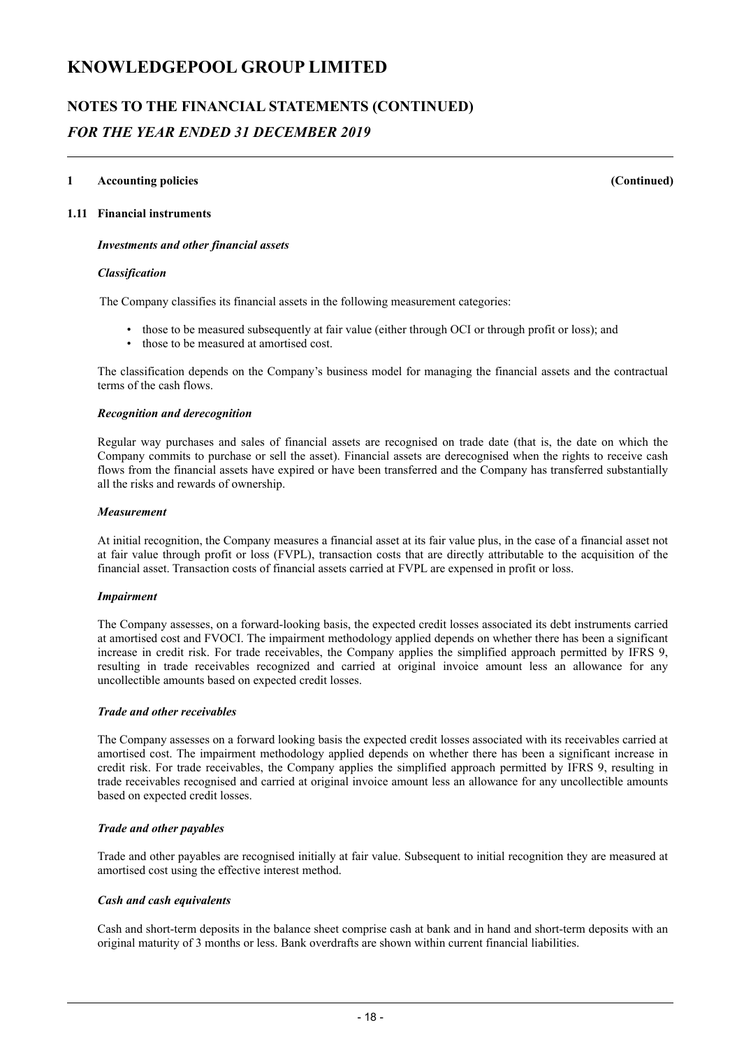# KNOWLEDGEPOOL GROUP LIMITED

## NOTES TO THE FINANCIAL STATEMENTS (CONTINUED)

### *FOR THE YEAR ENDED 31 DECEMBER 2019*

**1 Accounting policies (Continued)**

**1.11 Financial instruments**

***Investments and other financial assets***

***Classification***

The Company classifies its financial assets in the following measurement categories:

- those to be measured subsequently at fair value (either through OCI or through profit or loss); and
- those to be measured at amortised cost.

The classification depends on the Company's business model for managing the financial assets and the contractual terms of the cash flows.

***Recognition and derecognition***

Regular way purchases and sales of financial assets are recognised on trade date (that is, the date on which the Company commits to purchase or sell the asset). Financial assets are derecognised when the rights to receive cash flows from the financial assets have expired or have been transferred and the Company has transferred substantially all the risks and rewards of ownership.

***Measurement***

At initial recognition, the Company measures a financial asset at its fair value plus, in the case of a financial asset not at fair value through profit or loss (FVPL), transaction costs that are directly attributable to the acquisition of the financial asset. Transaction costs of financial assets carried at FVPL are expensed in profit or loss.

***Impairment***

The Company assesses, on a forward-looking basis, the expected credit losses associated its debt instruments carried at amortised cost and FVOCI. The impairment methodology applied depends on whether there has been a significant increase in credit risk. For trade receivables, the Company applies the simplified approach permitted by IFRS 9, resulting in trade receivables recognized and carried at original invoice amount less an allowance for any uncollectible amounts based on expected credit losses.

***Trade and other receivables***

The Company assesses on a forward looking basis the expected credit losses associated with its receivables carried at amortised cost. The impairment methodology applied depends on whether there has been a significant increase in credit risk. For trade receivables, the Company applies the simplified approach permitted by IFRS 9, resulting in trade receivables recognised and carried at original invoice amount less an allowance for any uncollectible amounts based on expected credit losses.

***Trade and other payables***

Trade and other payables are recognised initially at fair value. Subsequent to initial recognition they are measured at amortised cost using the effective interest method.

***Cash and cash equivalents***

Cash and short-term deposits in the balance sheet comprise cash at bank and in hand and short-term deposits with an original maturity of 3 months or less. Bank overdrafts are shown within current financial liabilities.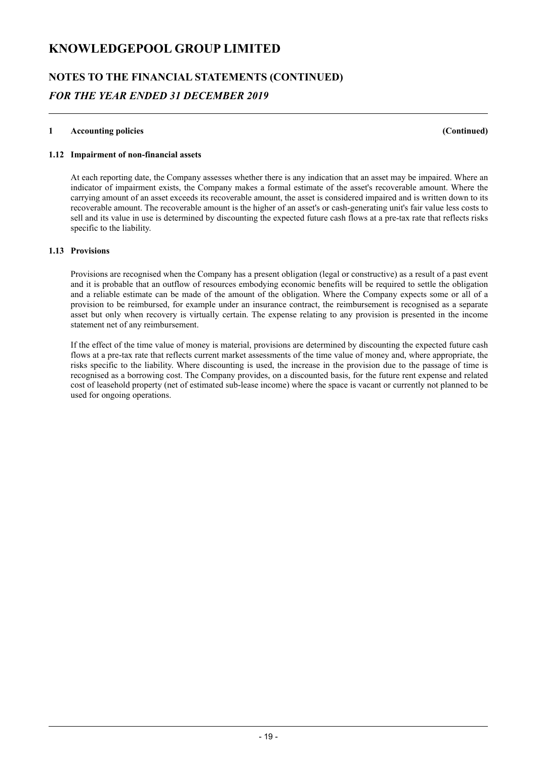# KNOWLEDGEPOOL GROUP LIMITED

## NOTES TO THE FINANCIAL STATEMENTS (CONTINUED)

## *FOR THE YEAR ENDED 31 DECEMBER 2019*

**1 Accounting policies (Continued)**

### 1.12 Impairment of non-financial assets

At each reporting date, the Company assesses whether there is any indication that an asset may be impaired. Where an indicator of impairment exists, the Company makes a formal estimate of the asset's recoverable amount. Where the carrying amount of an asset exceeds its recoverable amount, the asset is considered impaired and is written down to its recoverable amount. The recoverable amount is the higher of an asset's or cash-generating unit's fair value less costs to sell and its value in use is determined by discounting the expected future cash flows at a pre-tax rate that reflects risks specific to the liability.

### 1.13 Provisions

Provisions are recognised when the Company has a present obligation (legal or constructive) as a result of a past event and it is probable that an outflow of resources embodying economic benefits will be required to settle the obligation and a reliable estimate can be made of the amount of the obligation. Where the Company expects some or all of a provision to be reimbursed, for example under an insurance contract, the reimbursement is recognised as a separate asset but only when recovery is virtually certain. The expense relating to any provision is presented in the income statement net of any reimbursement.

If the effect of the time value of money is material, provisions are determined by discounting the expected future cash flows at a pre-tax rate that reflects current market assessments of the time value of money and, where appropriate, the risks specific to the liability. Where discounting is used, the increase in the provision due to the passage of time is recognised as a borrowing cost. The Company provides, on a discounted basis, for the future rent expense and related cost of leasehold property (net of estimated sub-lease income) where the space is vacant or currently not planned to be used for ongoing operations.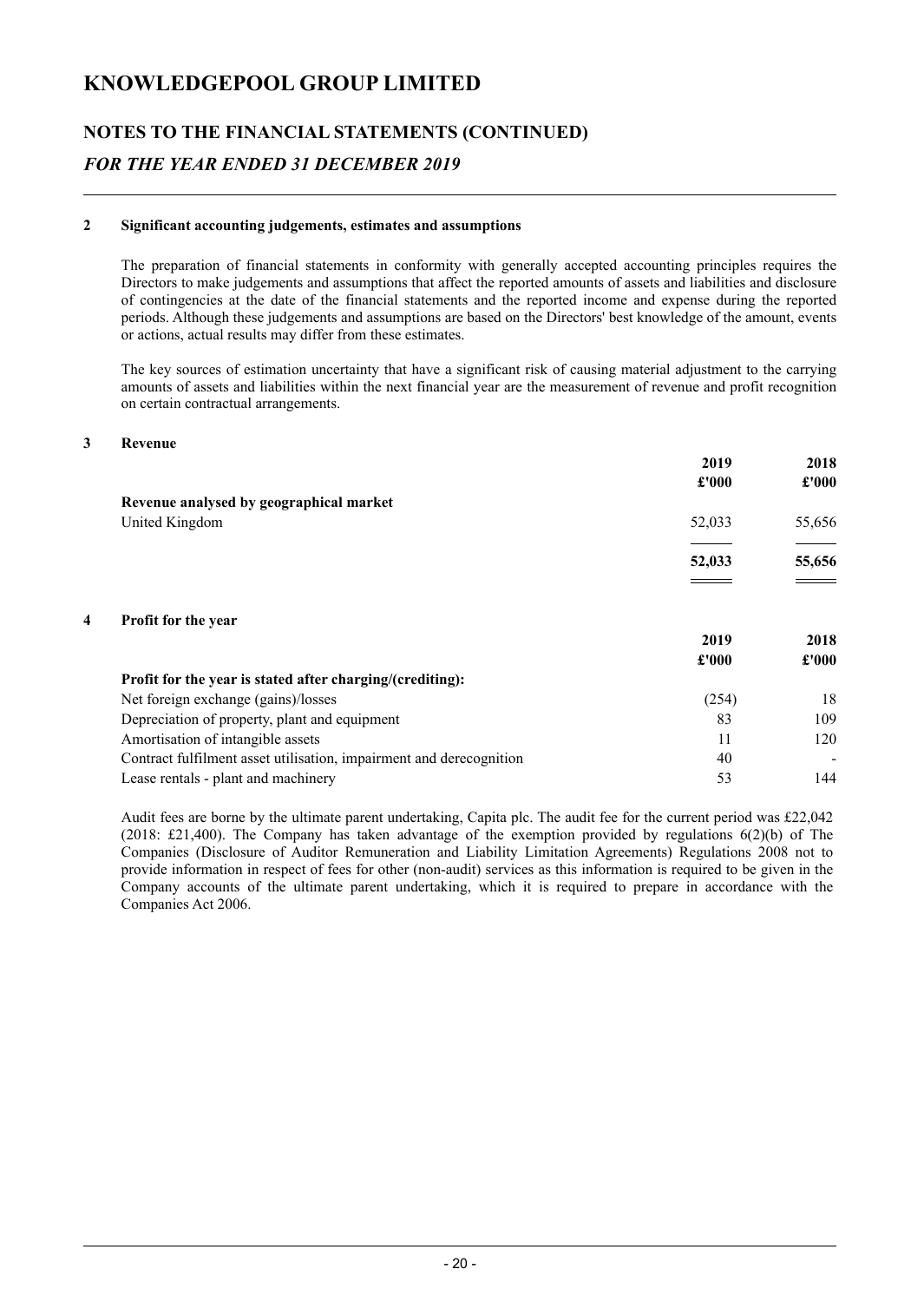# KNOWLEDGEPOOL GROUP LIMITED

## NOTES TO THE FINANCIAL STATEMENTS (CONTINUED)

### *FOR THE YEAR ENDED 31 DECEMBER 2019*

**2 Significant accounting judgements, estimates and assumptions**

The preparation of financial statements in conformity with generally accepted accounting principles requires the Directors to make judgements and assumptions that affect the reported amounts of assets and liabilities and disclosure of contingencies at the date of the financial statements and the reported income and expense during the reported periods. Although these judgements and assumptions are based on the Directors' best knowledge of the amount, events or actions, actual results may differ from these estimates.

The key sources of estimation uncertainty that have a significant risk of causing material adjustment to the carrying amounts of assets and liabilities within the next financial year are the measurement of revenue and profit recognition on certain contractual arrangements.

**3 Revenue**

| | **2019** | **2018** |
|---|---|---|
| | **£'000** | **£'000** |
| **Revenue analysed by geographical market** | | |
| United Kingdom | 52,033 | 55,656 |
| | **52,033** | **55,656** |

**4 Profit for the year**

| | **2019** | **2018** |
|---|---|---|
| | **£'000** | **£'000** |
| **Profit for the year is stated after charging/(crediting):** | | |
| Net foreign exchange (gains)/losses | (254) | 18 |
| Depreciation of property, plant and equipment | 83 | 109 |
| Amortisation of intangible assets | 11 | 120 |
| Contract fulfilment asset utilisation, impairment and derecognition | 40 | - |
| Lease rentals - plant and machinery | 53 | 144 |

Audit fees are borne by the ultimate parent undertaking, Capita plc. The audit fee for the current period was £22,042 (2018: £21,400). The Company has taken advantage of the exemption provided by regulations 6(2)(b) of The Companies (Disclosure of Auditor Remuneration and Liability Limitation Agreements) Regulations 2008 not to provide information in respect of fees for other (non-audit) services as this information is required to be given in the Company accounts of the ultimate parent undertaking, which it is required to prepare in accordance with the Companies Act 2006.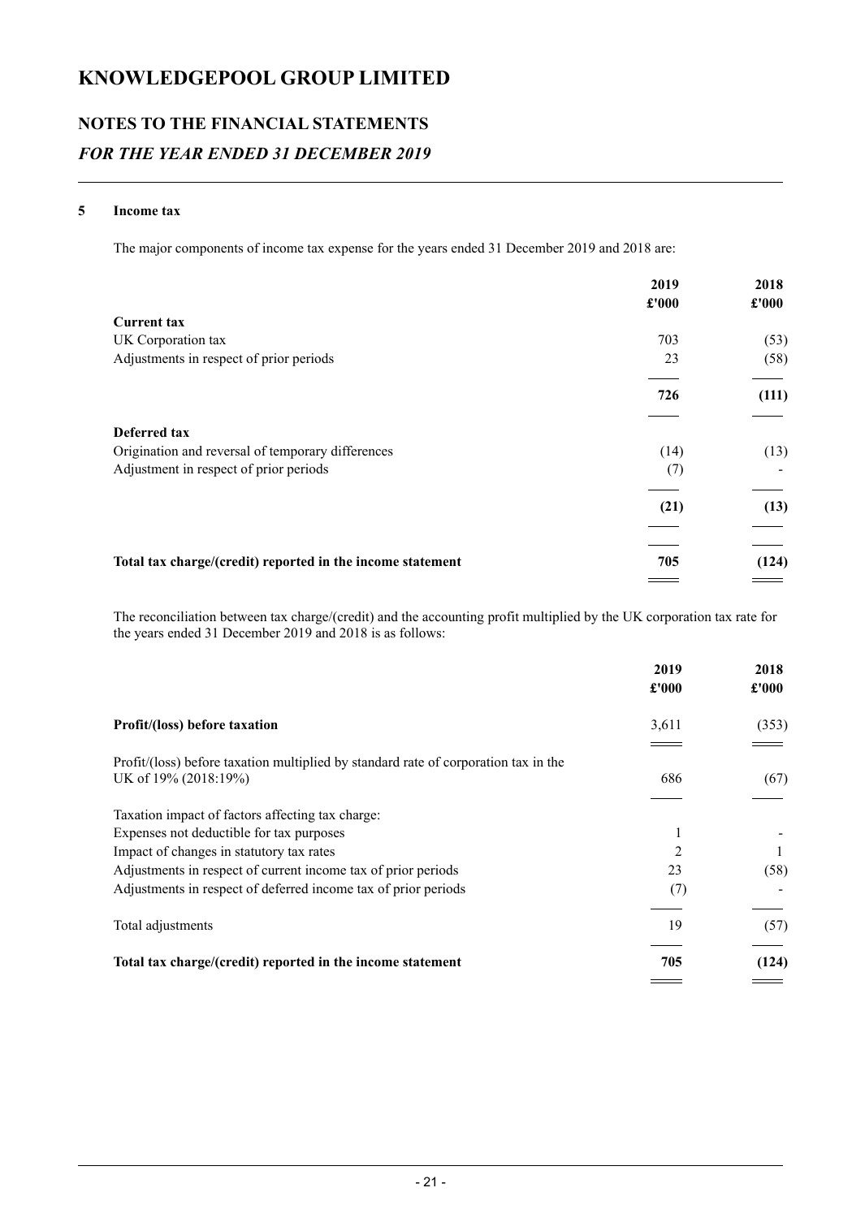# KNOWLEDGEPOOL GROUP LIMITED

## NOTES TO THE FINANCIAL STATEMENTS

### *FOR THE YEAR ENDED 31 DECEMBER 2019*

**5 Income tax**

The major components of income tax expense for the years ended 31 December 2019 and 2018 are:

| | 2019 £'000 | 2018 £'000 |
|---|---|---|
| **Current tax** | | |
| UK Corporation tax | 703 | (53) |
| Adjustments in respect of prior periods | 23 | (58) |
| | **726** | **(111)** |
| **Deferred tax** | | |
| Origination and reversal of temporary differences | (14) | (13) |
| Adjustment in respect of prior periods | (7) | - |
| | **(21)** | **(13)** |
| **Total tax charge/(credit) reported in the income statement** | **705** | **(124)** |

The reconciliation between tax charge/(credit) and the accounting profit multiplied by the UK corporation tax rate for the years ended 31 December 2019 and 2018 is as follows:

| | 2019 £'000 | 2018 £'000 |
|---|---|---|
| **Profit/(loss) before taxation** | 3,611 | (353) |
| Profit/(loss) before taxation multiplied by standard rate of corporation tax in the UK of 19% (2018:19%) | 686 | (67) |
| Taxation impact of factors affecting tax charge: | | |
| Expenses not deductible for tax purposes | 1 | - |
| Impact of changes in statutory tax rates | 2 | 1 |
| Adjustments in respect of current income tax of prior periods | 23 | (58) |
| Adjustments in respect of deferred income tax of prior periods | (7) | - |
| Total adjustments | 19 | (57) |
| **Total tax charge/(credit) reported in the income statement** | **705** | **(124)** |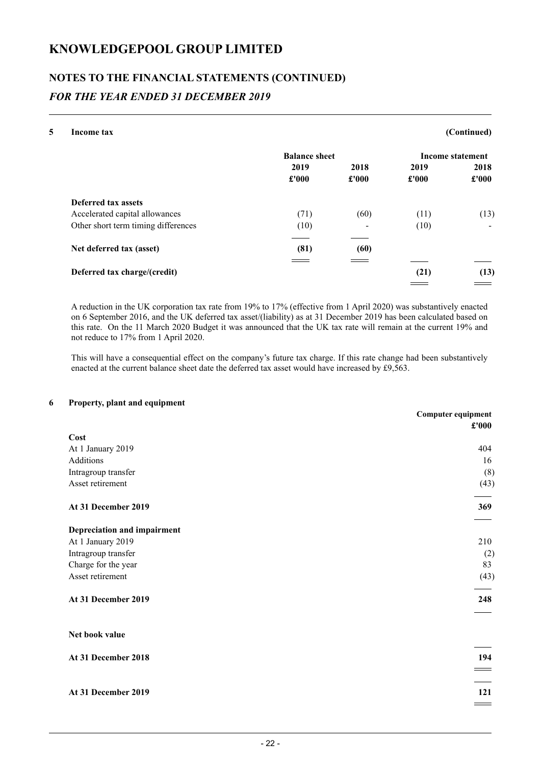# KNOWLEDGEPOOL GROUP LIMITED

## NOTES TO THE FINANCIAL STATEMENTS (CONTINUED)

### *FOR THE YEAR ENDED 31 DECEMBER 2019*

**5 Income tax** **(Continued)**

| | Balance sheet | | Income statement | |
|---|---|---|---|---|
| | 2019 | 2018 | 2019 | 2018 |
| | £'000 | £'000 | £'000 | £'000 |
| **Deferred tax assets** | | | | |
| Accelerated capital allowances | (71) | (60) | (11) | (13) |
| Other short term timing differences | (10) | - | (10) | - |
| **Net deferred tax (asset)** | **(81)** | **(60)** | | |
| **Deferred tax charge/(credit)** | | | **(21)** | **(13)** |

A reduction in the UK corporation tax rate from 19% to 17% (effective from 1 April 2020) was substantively enacted on 6 September 2016, and the UK deferred tax asset/(liability) as at 31 December 2019 has been calculated based on this rate. On the 11 March 2020 Budget it was announced that the UK tax rate will remain at the current 19% and not reduce to 17% from 1 April 2020.

This will have a consequential effect on the company's future tax charge. If this rate change had been substantively enacted at the current balance sheet date the deferred tax asset would have increased by £9,563.

**6 Property, plant and equipment**

| | Computer equipment |
|---|---|
| | £'000 |
| **Cost** | |
| At 1 January 2019 | 404 |
| Additions | 16 |
| Intragroup transfer | (8) |
| Asset retirement | (43) |
| **At 31 December 2019** | **369** |
| **Depreciation and impairment** | |
| At 1 January 2019 | 210 |
| Intragroup transfer | (2) |
| Charge for the year | 83 |
| Asset retirement | (43) |
| **At 31 December 2019** | **248** |
| **Net book value** | |
| **At 31 December 2018** | **194** |
| **At 31 December 2019** | **121** |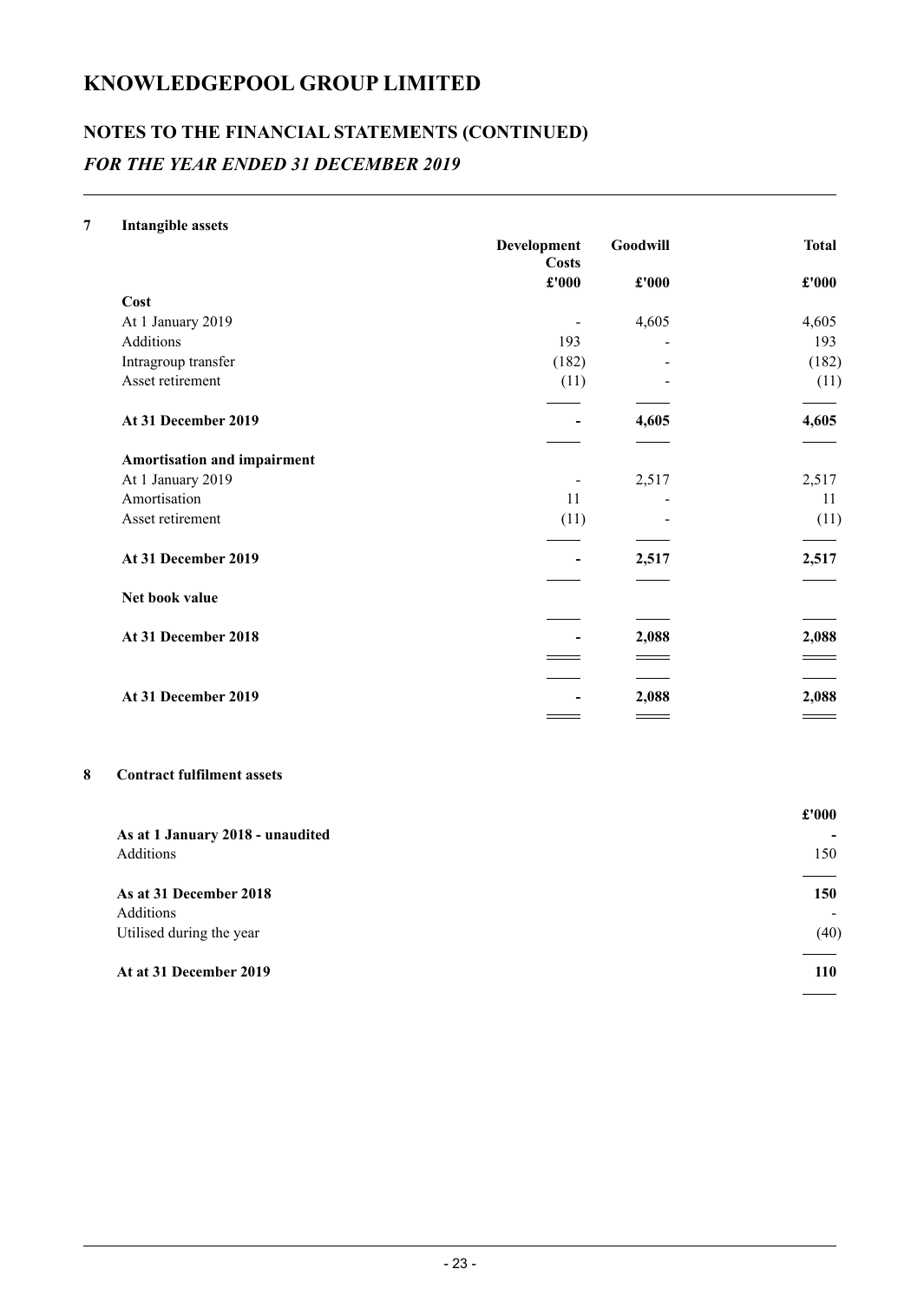# KNOWLEDGEPOOL GROUP LIMITED

## NOTES TO THE FINANCIAL STATEMENTS (CONTINUED)

### *FOR THE YEAR ENDED 31 DECEMBER 2019*

**7 Intangible assets**

| | Development Costs | Goodwill | Total |
|---|---|---|---|
| | **£'000** | **£'000** | **£'000** |
| **Cost** | | | |
| At 1 January 2019 | - | 4,605 | 4,605 |
| Additions | 193 | - | 193 |
| Intragroup transfer | (182) | - | (182) |
| Asset retirement | (11) | - | (11) |
| **At 31 December 2019** | **-** | **4,605** | **4,605** |
| **Amortisation and impairment** | | | |
| At 1 January 2019 | - | 2,517 | 2,517 |
| Amortisation | 11 | - | 11 |
| Asset retirement | (11) | - | (11) |
| **At 31 December 2019** | **-** | **2,517** | **2,517** |
| **Net book value** | | | |
| **At 31 December 2018** | **-** | **2,088** | **2,088** |
| **At 31 December 2019** | **-** | **2,088** | **2,088** |

**8 Contract fulfilment assets**

| | £'000 |
|---|---|
| **As at 1 January 2018 - unaudited** | **-** |
| Additions | 150 |
| **As at 31 December 2018** | **150** |
| Additions | - |
| Utilised during the year | (40) |
| **At at 31 December 2019** | **110** |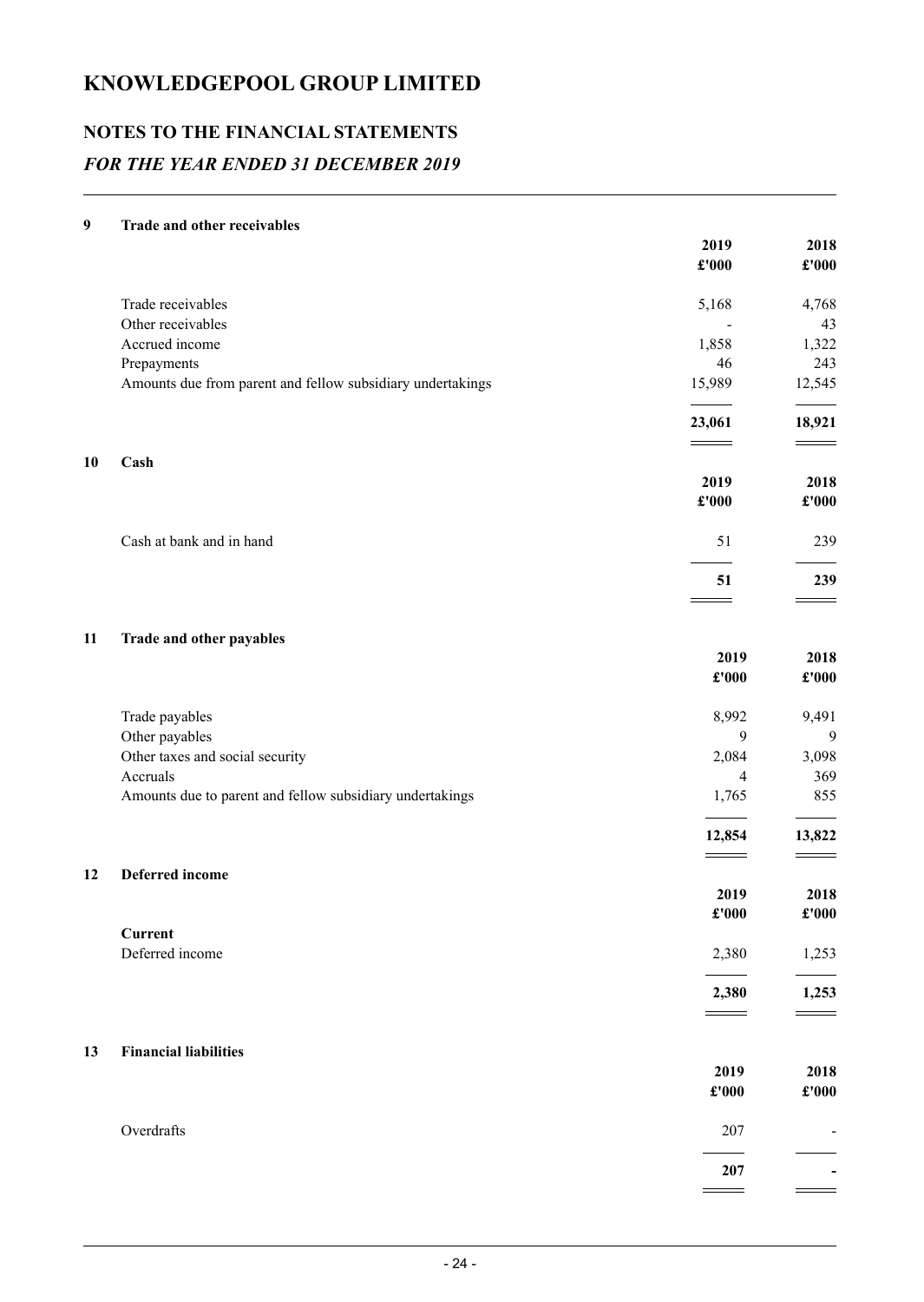# KNOWLEDGEPOOL GROUP LIMITED

## NOTES TO THE FINANCIAL STATEMENTS

### *FOR THE YEAR ENDED 31 DECEMBER 2019*

**9 Trade and other receivables**

| | 2019 | 2018 |
|---|---|---|
| | £'000 | £'000 |
| Trade receivables | 5,168 | 4,768 |
| Other receivables | - | 43 |
| Accrued income | 1,858 | 1,322 |
| Prepayments | 46 | 243 |
| Amounts due from parent and fellow subsidiary undertakings | 15,989 | 12,545 |
| | **23,061** | **18,921** |

**10 Cash**

| | 2019 | 2018 |
|---|---|---|
| | £'000 | £'000 |
| Cash at bank and in hand | 51 | 239 |
| | **51** | **239** |

**11 Trade and other payables**

| | 2019 | 2018 |
|---|---|---|
| | £'000 | £'000 |
| Trade payables | 8,992 | 9,491 |
| Other payables | 9 | 9 |
| Other taxes and social security | 2,084 | 3,098 |
| Accruals | 4 | 369 |
| Amounts due to parent and fellow subsidiary undertakings | 1,765 | 855 |
| | **12,854** | **13,822** |

**12 Deferred income**

| | 2019 | 2018 |
|---|---|---|
| | £'000 | £'000 |
| **Current** | | |
| Deferred income | 2,380 | 1,253 |
| | **2,380** | **1,253** |

**13 Financial liabilities**

| | 2019 | 2018 |
|---|---|---|
| | £'000 | £'000 |
| Overdrafts | 207 | - |
| | **207** | **-** |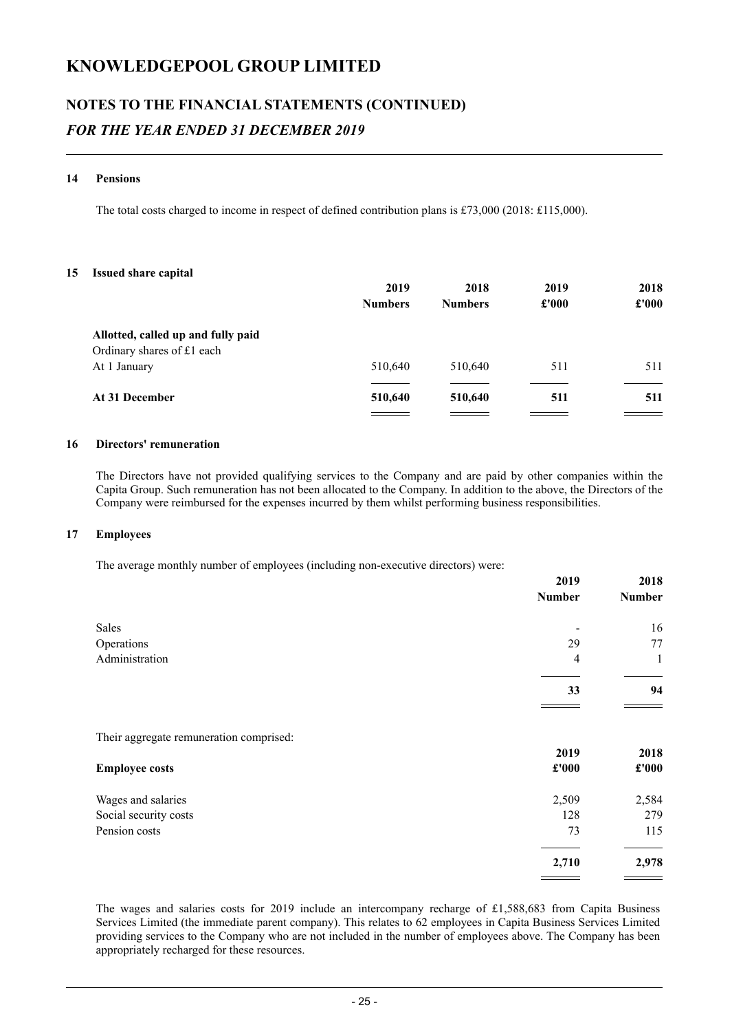# KNOWLEDGEPOOL GROUP LIMITED

## NOTES TO THE FINANCIAL STATEMENTS (CONTINUED)

### *FOR THE YEAR ENDED 31 DECEMBER 2019*

#### 14 Pensions

The total costs charged to income in respect of defined contribution plans is £73,000 (2018: £115,000).

#### 15 Issued share capital

| | 2019 Numbers | 2018 Numbers | 2019 £'000 | 2018 £'000 |
|---|---|---|---|---|
| **Allotted, called up and fully paid** | | | | |
| Ordinary shares of £1 each | | | | |
| At 1 January | 510,640 | 510,640 | 511 | 511 |
| **At 31 December** | **510,640** | **510,640** | **511** | **511** |

#### 16 Directors' remuneration

The Directors have not provided qualifying services to the Company and are paid by other companies within the Capita Group. Such remuneration has not been allocated to the Company. In addition to the above, the Directors of the Company were reimbursed for the expenses incurred by them whilst performing business responsibilities.

#### 17 Employees

The average monthly number of employees (including non-executive directors) were:

| | 2019 Number | 2018 Number |
|---|---|---|
| Sales | - | 16 |
| Operations | 29 | 77 |
| Administration | 4 | 1 |
| | **33** | **94** |

Their aggregate remuneration comprised:

| **Employee costs** | 2019 £'000 | 2018 £'000 |
|---|---|---|
| Wages and salaries | 2,509 | 2,584 |
| Social security costs | 128 | 279 |
| Pension costs | 73 | 115 |
| | **2,710** | **2,978** |

The wages and salaries costs for 2019 include an intercompany recharge of £1,588,683 from Capita Business Services Limited (the immediate parent company). This relates to 62 employees in Capita Business Services Limited providing services to the Company who are not included in the number of employees above. The Company has been appropriately recharged for these resources.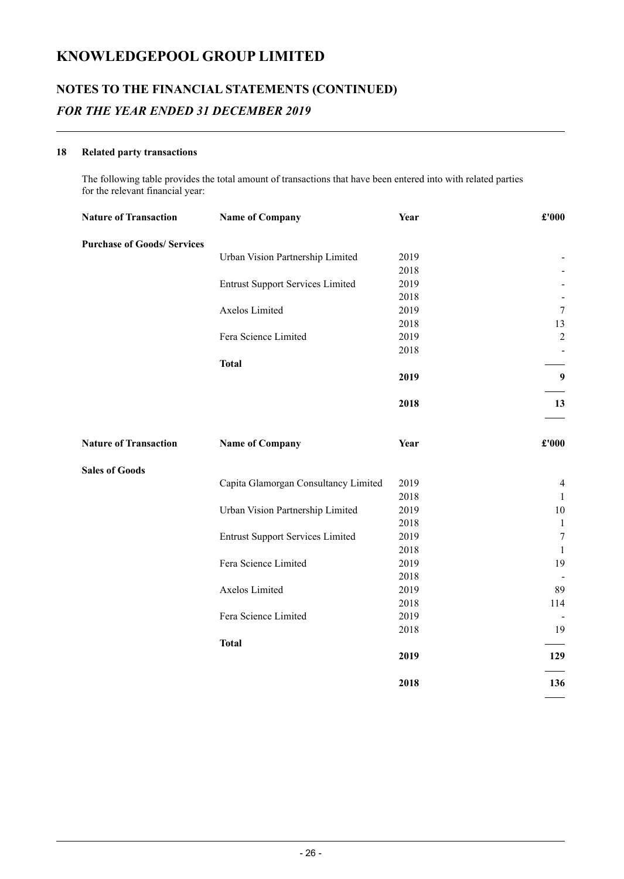# KNOWLEDGEPOOL GROUP LIMITED

## NOTES TO THE FINANCIAL STATEMENTS (CONTINUED)

### *FOR THE YEAR ENDED 31 DECEMBER 2019*

**18 Related party transactions**

The following table provides the total amount of transactions that have been entered into with related parties for the relevant financial year:

| Nature of Transaction | Name of Company | Year | £'000 |
|---|---|---|---|
| **Purchase of Goods/ Services** | | | |
| | Urban Vision Partnership Limited | 2019 | - |
| | | 2018 | - |
| | Entrust Support Services Limited | 2019 | - |
| | | 2018 | - |
| | Axelos Limited | 2019 | 7 |
| | | 2018 | 13 |
| | Fera Science Limited | 2019 | 2 |
| | | 2018 | - |
| | **Total** | | |
| | | **2019** | **9** |
| | | **2018** | **13** |

| Nature of Transaction | Name of Company | Year | £'000 |
|---|---|---|---|
| **Sales of Goods** | | | |
| | Capita Glamorgan Consultancy Limited | 2019 | 4 |
| | | 2018 | 1 |
| | Urban Vision Partnership Limited | 2019 | 10 |
| | | 2018 | 1 |
| | Entrust Support Services Limited | 2019 | 7 |
| | | 2018 | 1 |
| | Fera Science Limited | 2019 | 19 |
| | | 2018 | - |
| | Axelos Limited | 2019 | 89 |
| | | 2018 | 114 |
| | Fera Science Limited | 2019 | - |
| | | 2018 | 19 |
| | **Total** | | |
| | | **2019** | **129** |
| | | **2018** | **136** |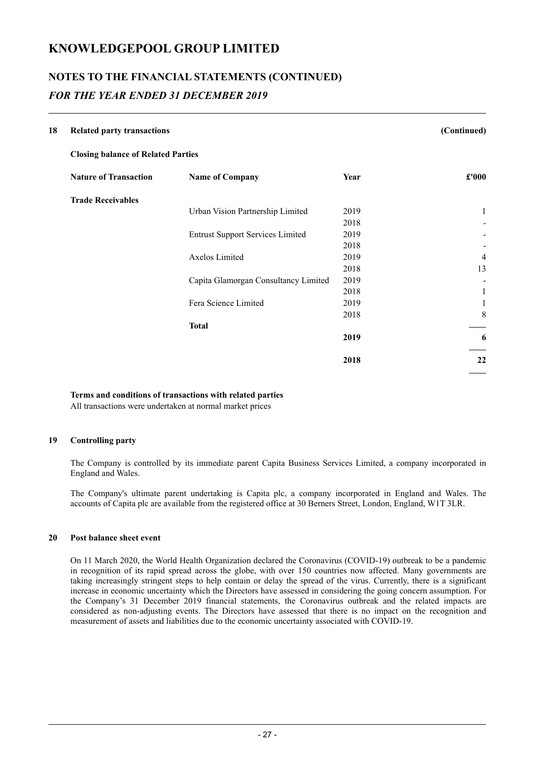# KNOWLEDGEPOOL GROUP LIMITED

## NOTES TO THE FINANCIAL STATEMENTS (CONTINUED)

### *FOR THE YEAR ENDED 31 DECEMBER 2019*

**18 Related party transactions (Continued)**

**Closing balance of Related Parties**

| **Nature of Transaction** | **Name of Company** | **Year** | **£'000** |
|---|---|---|---|
| **Trade Receivables** | | | |
| | Urban Vision Partnership Limited | 2019 | 1 |
| | | 2018 | - |
| | Entrust Support Services Limited | 2019 | - |
| | | 2018 | - |
| | Axelos Limited | 2019 | 4 |
| | | 2018 | 13 |
| | Capita Glamorgan Consultancy Limited | 2019 | - |
| | | 2018 | 1 |
| | Fera Science Limited | 2019 | 1 |
| | | 2018 | 8 |
| | **Total** | | |
| | | **2019** | **6** |
| | | **2018** | **22** |

**Terms and conditions of transactions with related parties**

All transactions were undertaken at normal market prices

**19 Controlling party**

The Company is controlled by its immediate parent Capita Business Services Limited, a company incorporated in England and Wales.

The Company's ultimate parent undertaking is Capita plc, a company incorporated in England and Wales. The accounts of Capita plc are available from the registered office at 30 Berners Street, London, England, W1T 3LR.

**20 Post balance sheet event**

On 11 March 2020, the World Health Organization declared the Coronavirus (COVID-19) outbreak to be a pandemic in recognition of its rapid spread across the globe, with over 150 countries now affected. Many governments are taking increasingly stringent steps to help contain or delay the spread of the virus. Currently, there is a significant increase in economic uncertainty which the Directors have assessed in considering the going concern assumption. For the Company's 31 December 2019 financial statements, the Coronavirus outbreak and the related impacts are considered as non-adjusting events. The Directors have assessed that there is no impact on the recognition and measurement of assets and liabilities due to the economic uncertainty associated with COVID-19.